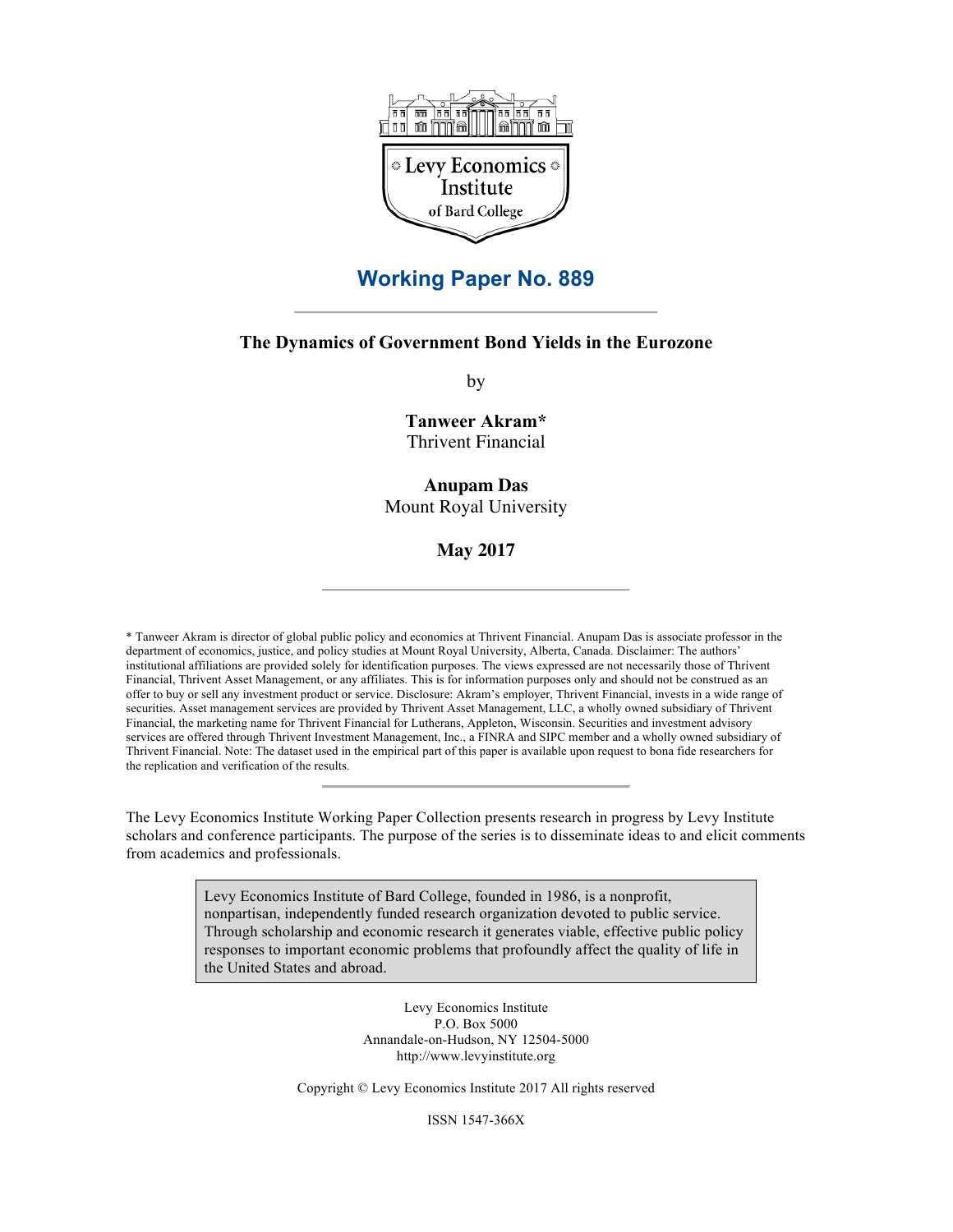Levy Economics Institute of Bard College

# Working Paper No. 889

## The Dynamics of Government Bond Yields in the Eurozone

by

**Tanweer Akram***
Thrivent Financial

**Anupam Das**
Mount Royal University

**May 2017**

\* Tanweer Akram is director of global public policy and economics at Thrivent Financial. Anupam Das is associate professor in the department of economics, justice, and policy studies at Mount Royal University, Alberta, Canada. Disclaimer: The authors' institutional affiliations are provided solely for identification purposes. The views expressed are not necessarily those of Thrivent Financial, Thrivent Asset Management, or any affiliates. This is for information purposes only and should not be construed as an offer to buy or sell any investment product or service. Disclosure: Akram's employer, Thrivent Financial, invests in a wide range of securities. Asset management services are provided by Thrivent Asset Management, LLC, a wholly owned subsidiary of Thrivent Financial, the marketing name for Thrivent Financial for Lutherans, Appleton, Wisconsin. Securities and investment advisory services are offered through Thrivent Investment Management, Inc., a FINRA and SIPC member and a wholly owned subsidiary of Thrivent Financial. Note: The dataset used in the empirical part of this paper is available upon request to bona fide researchers for the replication and verification of the results.

The Levy Economics Institute Working Paper Collection presents research in progress by Levy Institute scholars and conference participants. The purpose of the series is to disseminate ideas to and elicit comments from academics and professionals.

Levy Economics Institute of Bard College, founded in 1986, is a nonprofit, nonpartisan, independently funded research organization devoted to public service. Through scholarship and economic research it generates viable, effective public policy responses to important economic problems that profoundly affect the quality of life in the United States and abroad.

Levy Economics Institute
P.O. Box 5000
Annandale-on-Hudson, NY 12504-5000
http://www.levyinstitute.org

Copyright © Levy Economics Institute 2017 All rights reserved

ISSN 1547-366X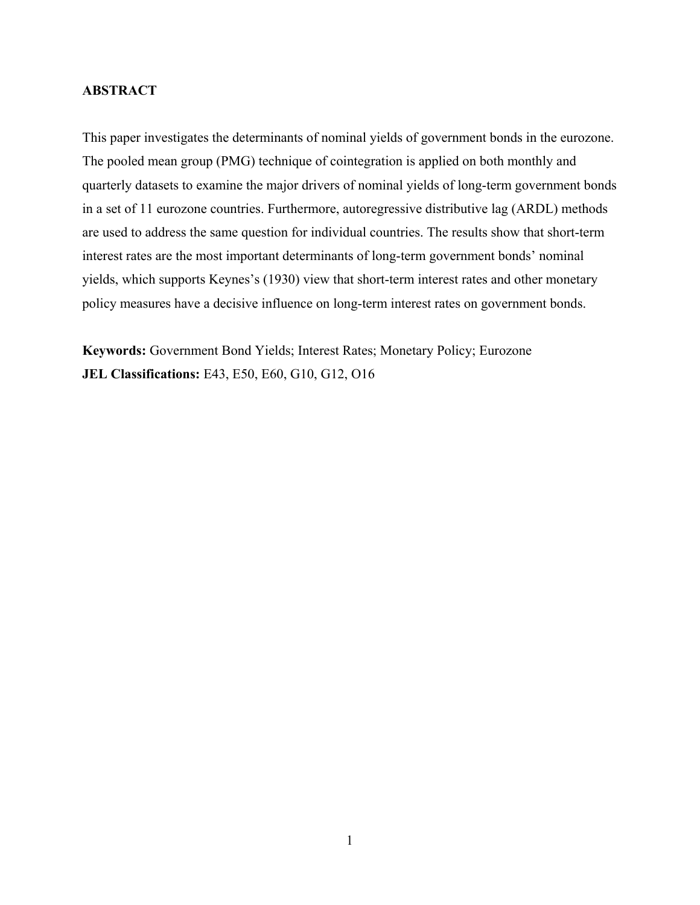## ABSTRACT

This paper investigates the determinants of nominal yields of government bonds in the eurozone. The pooled mean group (PMG) technique of cointegration is applied on both monthly and quarterly datasets to examine the major drivers of nominal yields of long-term government bonds in a set of 11 eurozone countries. Furthermore, autoregressive distributive lag (ARDL) methods are used to address the same question for individual countries. The results show that short-term interest rates are the most important determinants of long-term government bonds' nominal yields, which supports Keynes's (1930) view that short-term interest rates and other monetary policy measures have a decisive influence on long-term interest rates on government bonds.

**Keywords:** Government Bond Yields; Interest Rates; Monetary Policy; Eurozone
**JEL Classifications:** E43, E50, E60, G10, G12, O16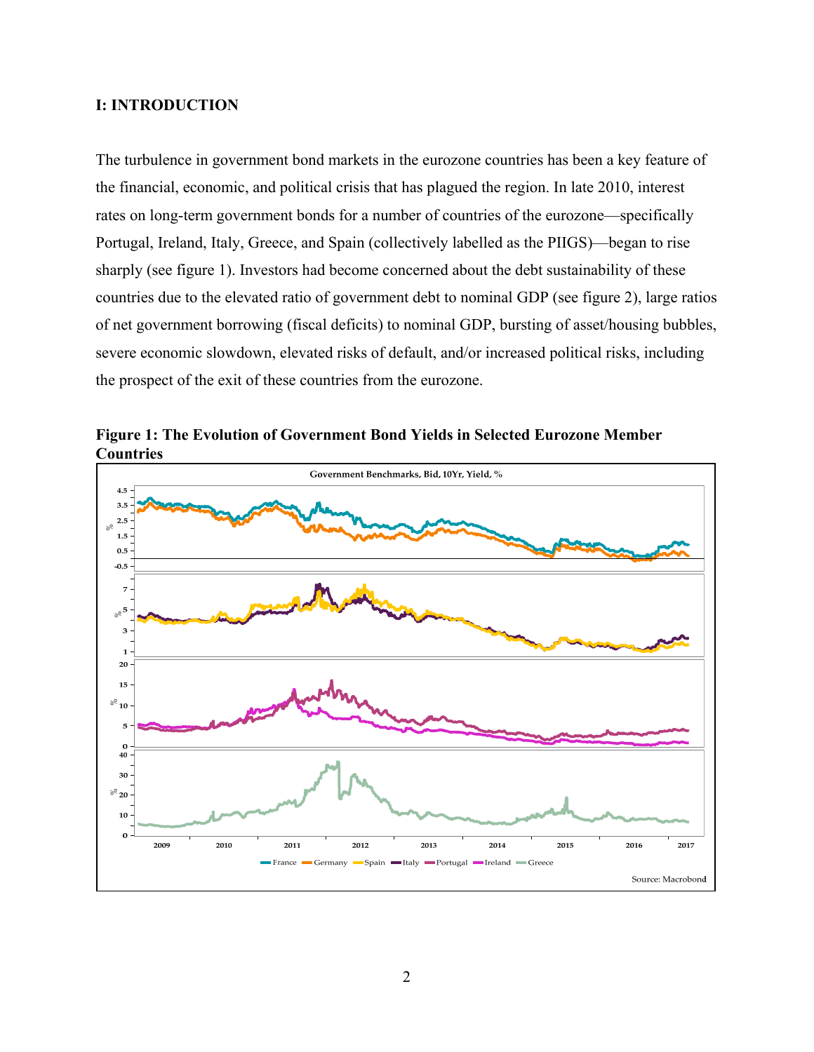## I: INTRODUCTION

The turbulence in government bond markets in the eurozone countries has been a key feature of the financial, economic, and political crisis that has plagued the region. In late 2010, interest rates on long-term government bonds for a number of countries of the eurozone—specifically Portugal, Ireland, Italy, Greece, and Spain (collectively labelled as the PIIGS)—began to rise sharply (see figure 1). Investors had become concerned about the debt sustainability of these countries due to the elevated ratio of government debt to nominal GDP (see figure 2), large ratios of net government borrowing (fiscal deficits) to nominal GDP, bursting of asset/housing bubbles, severe economic slowdown, elevated risks of default, and/or increased political risks, including the prospect of the exit of these countries from the eurozone.

**Figure 1: The Evolution of Government Bond Yields in Selected Eurozone Member Countries**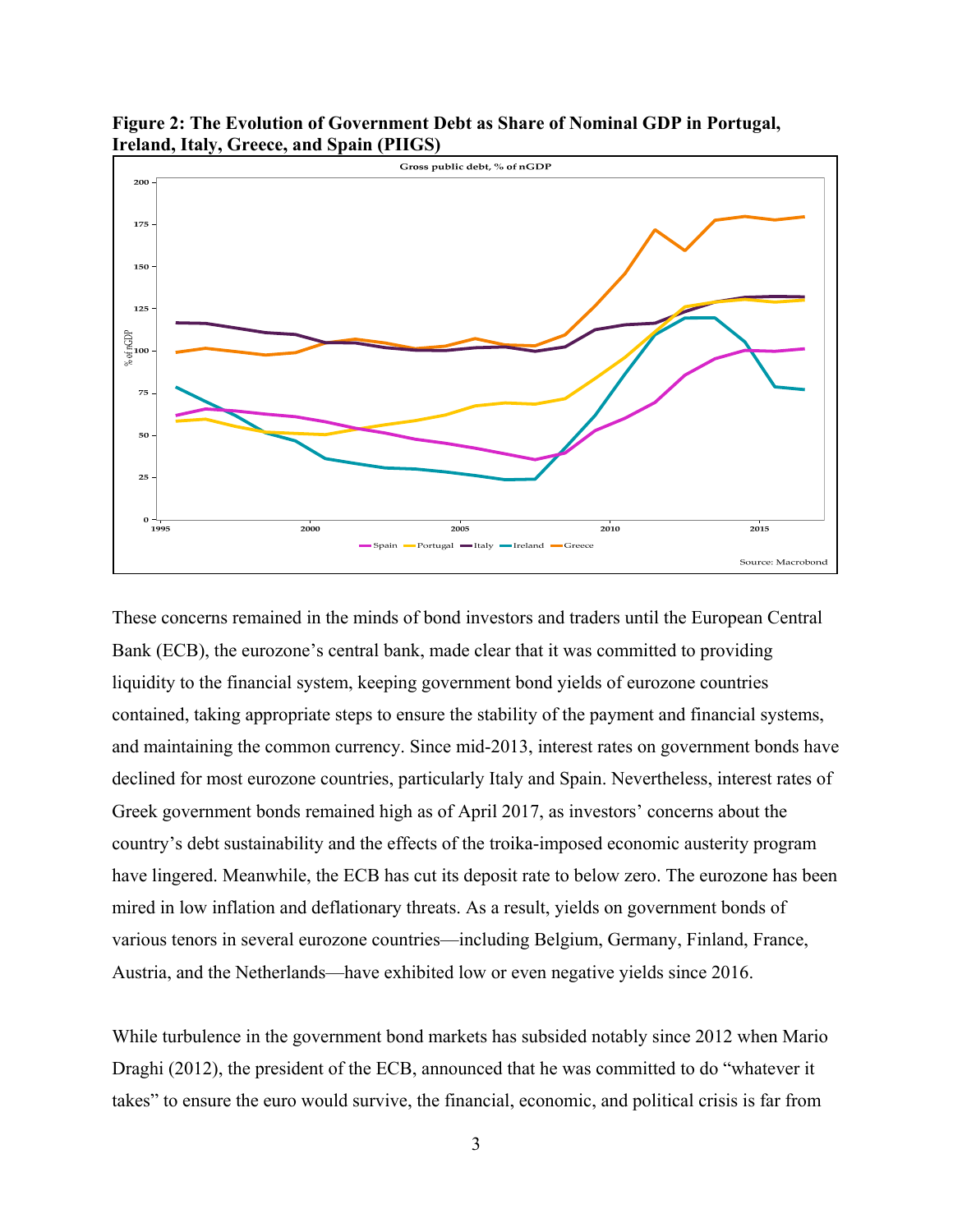**Figure 2: The Evolution of Government Debt as Share of Nominal GDP in Portugal, Ireland, Italy, Greece, and Spain (PIIGS)**

These concerns remained in the minds of bond investors and traders until the European Central Bank (ECB), the eurozone's central bank, made clear that it was committed to providing liquidity to the financial system, keeping government bond yields of eurozone countries contained, taking appropriate steps to ensure the stability of the payment and financial systems, and maintaining the common currency. Since mid-2013, interest rates on government bonds have declined for most eurozone countries, particularly Italy and Spain. Nevertheless, interest rates of Greek government bonds remained high as of April 2017, as investors' concerns about the country's debt sustainability and the effects of the troika-imposed economic austerity program have lingered. Meanwhile, the ECB has cut its deposit rate to below zero. The eurozone has been mired in low inflation and deflationary threats. As a result, yields on government bonds of various tenors in several eurozone countries—including Belgium, Germany, Finland, France, Austria, and the Netherlands—have exhibited low or even negative yields since 2016.

While turbulence in the government bond markets has subsided notably since 2012 when Mario Draghi (2012), the president of the ECB, announced that he was committed to do "whatever it takes" to ensure the euro would survive, the financial, economic, and political crisis is far from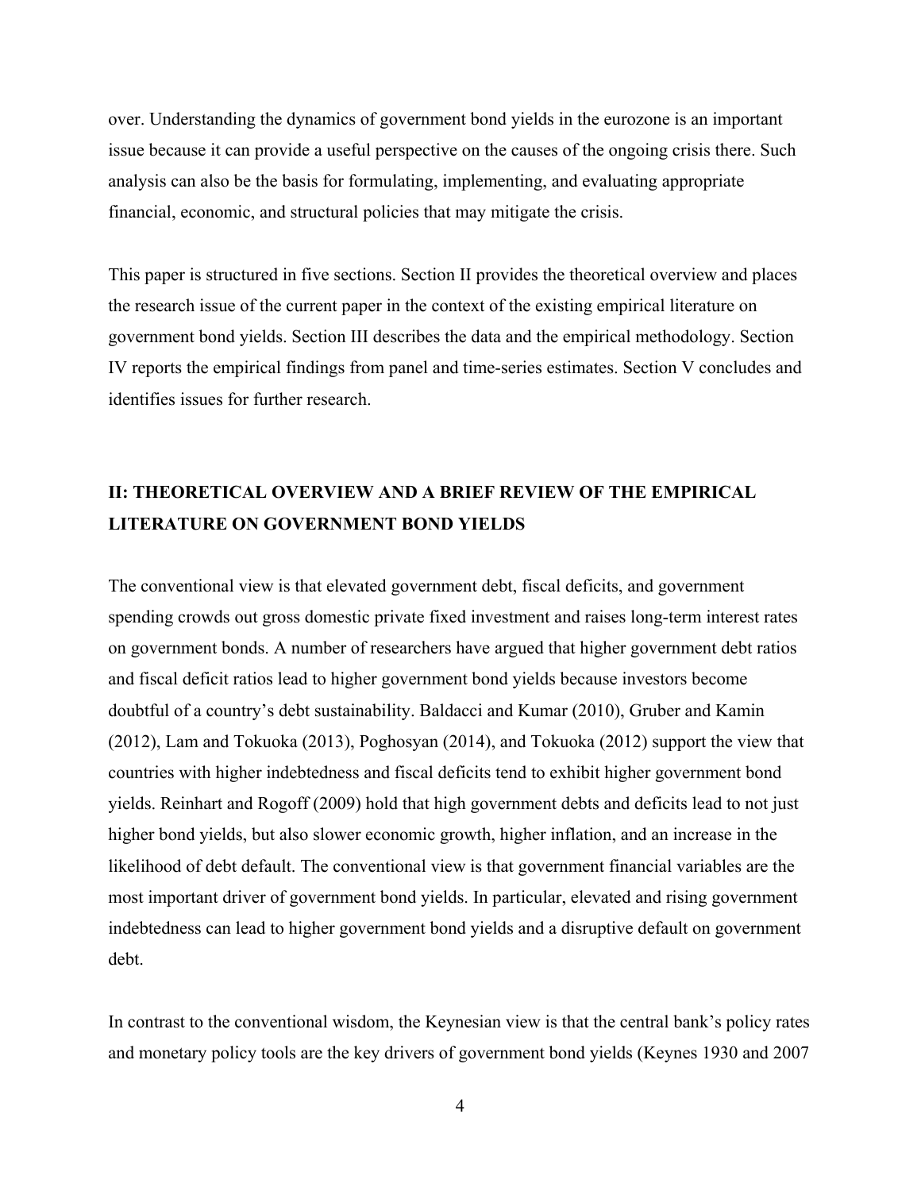over. Understanding the dynamics of government bond yields in the eurozone is an important issue because it can provide a useful perspective on the causes of the ongoing crisis there. Such analysis can also be the basis for formulating, implementing, and evaluating appropriate financial, economic, and structural policies that may mitigate the crisis.

This paper is structured in five sections. Section II provides the theoretical overview and places the research issue of the current paper in the context of the existing empirical literature on government bond yields. Section III describes the data and the empirical methodology. Section IV reports the empirical findings from panel and time-series estimates. Section V concludes and identifies issues for further research.

## II: THEORETICAL OVERVIEW AND A BRIEF REVIEW OF THE EMPIRICAL LITERATURE ON GOVERNMENT BOND YIELDS

The conventional view is that elevated government debt, fiscal deficits, and government spending crowds out gross domestic private fixed investment and raises long-term interest rates on government bonds. A number of researchers have argued that higher government debt ratios and fiscal deficit ratios lead to higher government bond yields because investors become doubtful of a country's debt sustainability. Baldacci and Kumar (2010), Gruber and Kamin (2012), Lam and Tokuoka (2013), Poghosyan (2014), and Tokuoka (2012) support the view that countries with higher indebtedness and fiscal deficits tend to exhibit higher government bond yields. Reinhart and Rogoff (2009) hold that high government debts and deficits lead to not just higher bond yields, but also slower economic growth, higher inflation, and an increase in the likelihood of debt default. The conventional view is that government financial variables are the most important driver of government bond yields. In particular, elevated and rising government indebtedness can lead to higher government bond yields and a disruptive default on government debt.

In contrast to the conventional wisdom, the Keynesian view is that the central bank's policy rates and monetary policy tools are the key drivers of government bond yields (Keynes 1930 and 2007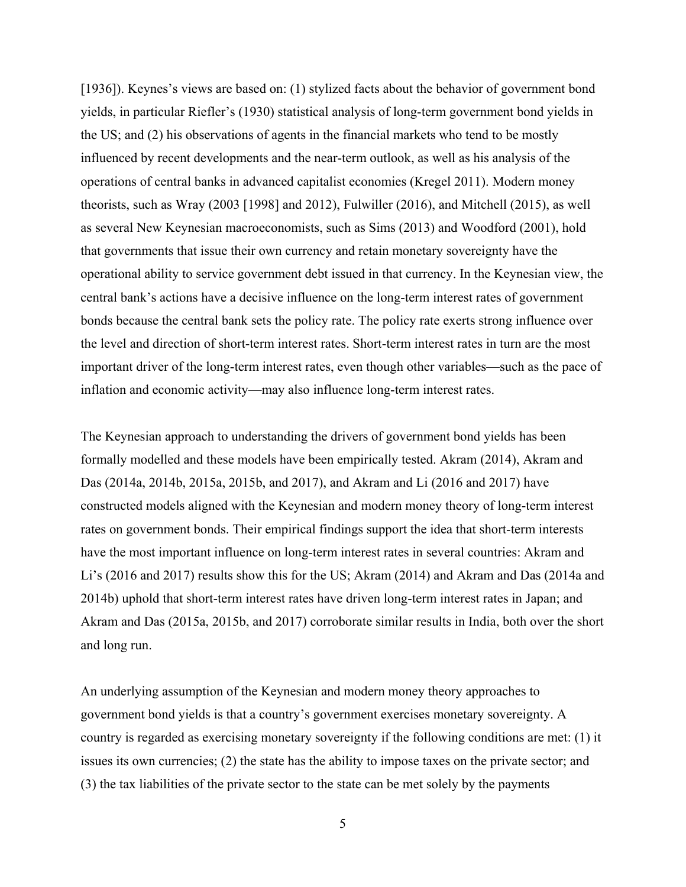[1936]). Keynes's views are based on: (1) stylized facts about the behavior of government bond yields, in particular Riefler's (1930) statistical analysis of long-term government bond yields in the US; and (2) his observations of agents in the financial markets who tend to be mostly influenced by recent developments and the near-term outlook, as well as his analysis of the operations of central banks in advanced capitalist economies (Kregel 2011). Modern money theorists, such as Wray (2003 [1998] and 2012), Fulwiller (2016), and Mitchell (2015), as well as several New Keynesian macroeconomists, such as Sims (2013) and Woodford (2001), hold that governments that issue their own currency and retain monetary sovereignty have the operational ability to service government debt issued in that currency. In the Keynesian view, the central bank's actions have a decisive influence on the long-term interest rates of government bonds because the central bank sets the policy rate. The policy rate exerts strong influence over the level and direction of short-term interest rates. Short-term interest rates in turn are the most important driver of the long-term interest rates, even though other variables—such as the pace of inflation and economic activity—may also influence long-term interest rates.

The Keynesian approach to understanding the drivers of government bond yields has been formally modelled and these models have been empirically tested. Akram (2014), Akram and Das (2014a, 2014b, 2015a, 2015b, and 2017), and Akram and Li (2016 and 2017) have constructed models aligned with the Keynesian and modern money theory of long-term interest rates on government bonds. Their empirical findings support the idea that short-term interests have the most important influence on long-term interest rates in several countries: Akram and Li's (2016 and 2017) results show this for the US; Akram (2014) and Akram and Das (2014a and 2014b) uphold that short-term interest rates have driven long-term interest rates in Japan; and Akram and Das (2015a, 2015b, and 2017) corroborate similar results in India, both over the short and long run.

An underlying assumption of the Keynesian and modern money theory approaches to government bond yields is that a country's government exercises monetary sovereignty. A country is regarded as exercising monetary sovereignty if the following conditions are met: (1) it issues its own currencies; (2) the state has the ability to impose taxes on the private sector; and (3) the tax liabilities of the private sector to the state can be met solely by the payments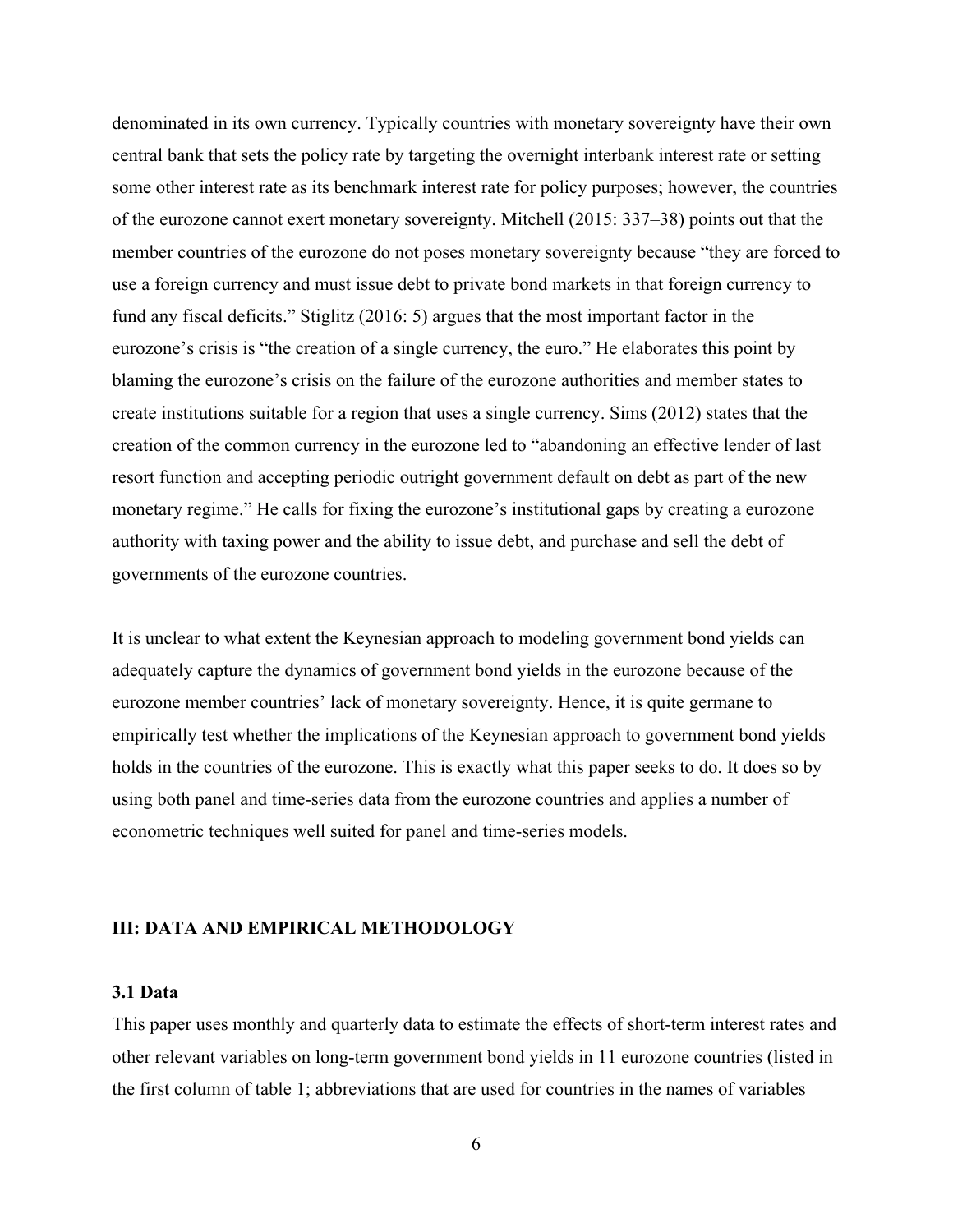denominated in its own currency. Typically countries with monetary sovereignty have their own central bank that sets the policy rate by targeting the overnight interbank interest rate or setting some other interest rate as its benchmark interest rate for policy purposes; however, the countries of the eurozone cannot exert monetary sovereignty. Mitchell (2015: 337–38) points out that the member countries of the eurozone do not poses monetary sovereignty because "they are forced to use a foreign currency and must issue debt to private bond markets in that foreign currency to fund any fiscal deficits." Stiglitz (2016: 5) argues that the most important factor in the eurozone's crisis is "the creation of a single currency, the euro." He elaborates this point by blaming the eurozone's crisis on the failure of the eurozone authorities and member states to create institutions suitable for a region that uses a single currency. Sims (2012) states that the creation of the common currency in the eurozone led to "abandoning an effective lender of last resort function and accepting periodic outright government default on debt as part of the new monetary regime." He calls for fixing the eurozone's institutional gaps by creating a eurozone authority with taxing power and the ability to issue debt, and purchase and sell the debt of governments of the eurozone countries.

It is unclear to what extent the Keynesian approach to modeling government bond yields can adequately capture the dynamics of government bond yields in the eurozone because of the eurozone member countries' lack of monetary sovereignty. Hence, it is quite germane to empirically test whether the implications of the Keynesian approach to government bond yields holds in the countries of the eurozone. This is exactly what this paper seeks to do. It does so by using both panel and time-series data from the eurozone countries and applies a number of econometric techniques well suited for panel and time-series models.

## III: DATA AND EMPIRICAL METHODOLOGY

### 3.1 Data

This paper uses monthly and quarterly data to estimate the effects of short-term interest rates and other relevant variables on long-term government bond yields in 11 eurozone countries (listed in the first column of table 1; abbreviations that are used for countries in the names of variables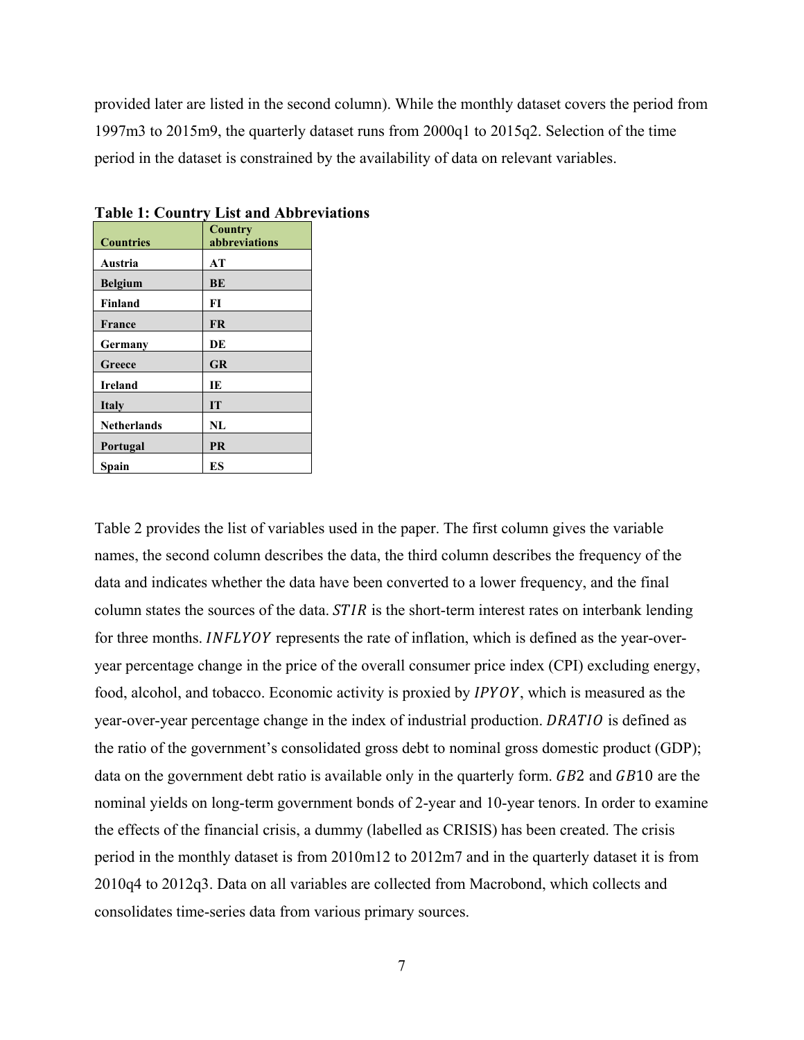provided later are listed in the second column). While the monthly dataset covers the period from 1997m3 to 2015m9, the quarterly dataset runs from 2000q1 to 2015q2. Selection of the time period in the dataset is constrained by the availability of data on relevant variables.

**Table 1: Country List and Abbreviations**

| Countries | Country abbreviations |
|---|---|
| Austria | AT |
| Belgium | BE |
| Finland | FI |
| France | FR |
| Germany | DE |
| Greece | GR |
| Ireland | IE |
| Italy | IT |
| Netherlands | NL |
| Portugal | PR |
| Spain | ES |

Table 2 provides the list of variables used in the paper. The first column gives the variable names, the second column describes the data, the third column describes the frequency of the data and indicates whether the data have been converted to a lower frequency, and the final column states the sources of the data. $STIR$ is the short-term interest rates on interbank lending for three months. $INFLYOY$ represents the rate of inflation, which is defined as the year-over-year percentage change in the price of the overall consumer price index (CPI) excluding energy, food, alcohol, and tobacco. Economic activity is proxied by $IPYOY$, which is measured as the year-over-year percentage change in the index of industrial production. $DRATIO$ is defined as the ratio of the government's consolidated gross debt to nominal gross domestic product (GDP); data on the government debt ratio is available only in the quarterly form. $GB2$ and $GB10$ are the nominal yields on long-term government bonds of 2-year and 10-year tenors. In order to examine the effects of the financial crisis, a dummy (labelled as CRISIS) has been created. The crisis period in the monthly dataset is from 2010m12 to 2012m7 and in the quarterly dataset it is from 2010q4 to 2012q3. Data on all variables are collected from Macrobond, which collects and consolidates time-series data from various primary sources.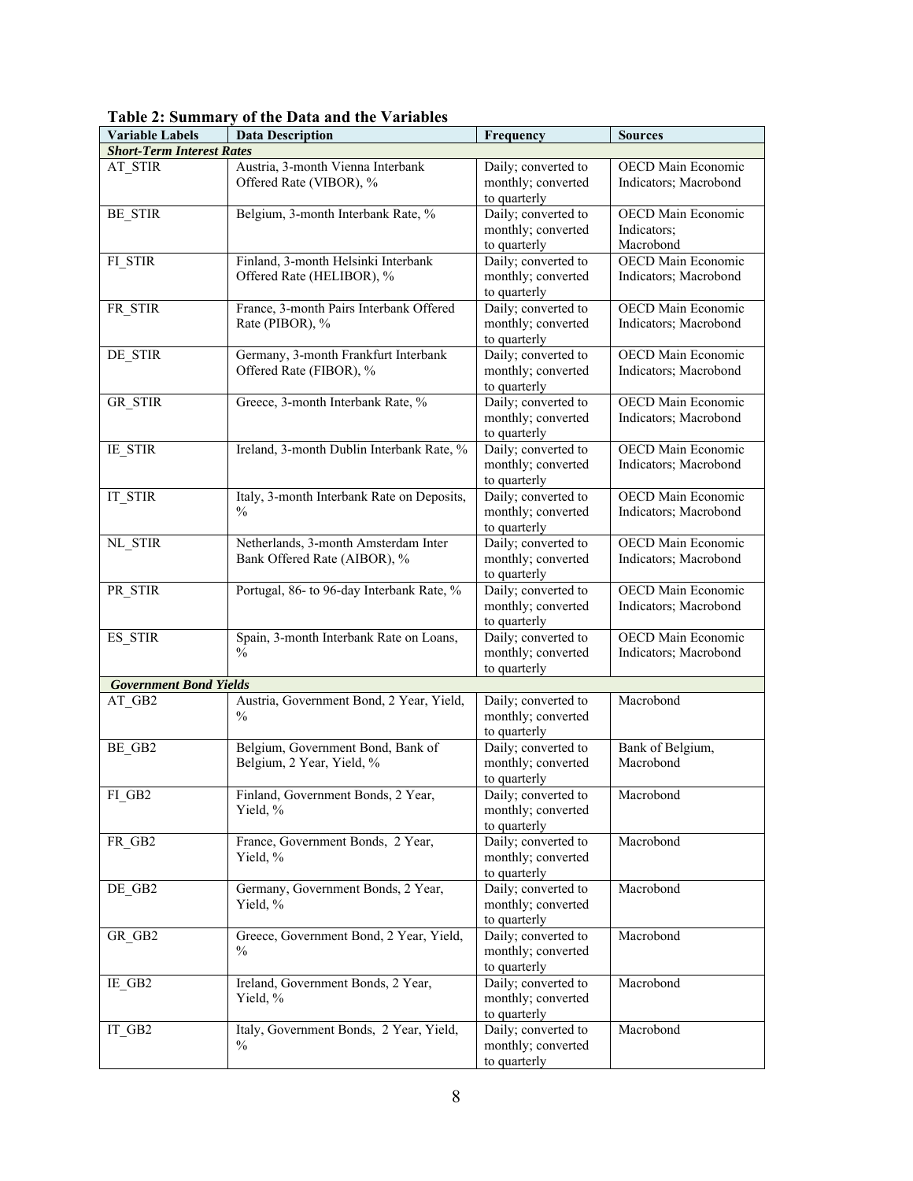**Table 2: Summary of the Data and the Variables**

| Variable Labels | Data Description | Frequency | Sources |
|---|---|---|---|
| ***Short-Term Interest Rates*** | | | |
| AT_STIR | Austria, 3-month Vienna Interbank Offered Rate (VIBOR), % | Daily; converted to monthly; converted to quarterly | OECD Main Economic Indicators; Macrobond |
| BE_STIR | Belgium, 3-month Interbank Rate, % | Daily; converted to monthly; converted to quarterly | OECD Main Economic Indicators; Macrobond |
| FI_STIR | Finland, 3-month Helsinki Interbank Offered Rate (HELIBOR), % | Daily; converted to monthly; converted to quarterly | OECD Main Economic Indicators; Macrobond |
| FR_STIR | France, 3-month Pairs Interbank Offered Rate (PIBOR), % | Daily; converted to monthly; converted to quarterly | OECD Main Economic Indicators; Macrobond |
| DE_STIR | Germany, 3-month Frankfurt Interbank Offered Rate (FIBOR), % | Daily; converted to monthly; converted to quarterly | OECD Main Economic Indicators; Macrobond |
| GR_STIR | Greece, 3-month Interbank Rate, % | Daily; converted to monthly; converted to quarterly | OECD Main Economic Indicators; Macrobond |
| IE_STIR | Ireland, 3-month Dublin Interbank Rate, % | Daily; converted to monthly; converted to quarterly | OECD Main Economic Indicators; Macrobond |
| IT_STIR | Italy, 3-month Interbank Rate on Deposits, % | Daily; converted to monthly; converted to quarterly | OECD Main Economic Indicators; Macrobond |
| NL_STIR | Netherlands, 3-month Amsterdam Inter Bank Offered Rate (AIBOR), % | Daily; converted to monthly; converted to quarterly | OECD Main Economic Indicators; Macrobond |
| PR_STIR | Portugal, 86- to 96-day Interbank Rate, % | Daily; converted to monthly; converted to quarterly | OECD Main Economic Indicators; Macrobond |
| ES_STIR | Spain, 3-month Interbank Rate on Loans, % | Daily; converted to monthly; converted to quarterly | OECD Main Economic Indicators; Macrobond |
| ***Government Bond Yields*** | | | |
| AT_GB2 | Austria, Government Bond, 2 Year, Yield, % | Daily; converted to monthly; converted to quarterly | Macrobond |
| BE_GB2 | Belgium, Government Bond, Bank of Belgium, 2 Year, Yield, % | Daily; converted to monthly; converted to quarterly | Bank of Belgium, Macrobond |
| FI_GB2 | Finland, Government Bonds, 2 Year, Yield, % | Daily; converted to monthly; converted to quarterly | Macrobond |
| FR_GB2 | France, Government Bonds, 2 Year, Yield, % | Daily; converted to monthly; converted to quarterly | Macrobond |
| DE_GB2 | Germany, Government Bonds, 2 Year, Yield, % | Daily; converted to monthly; converted to quarterly | Macrobond |
| GR_GB2 | Greece, Government Bond, 2 Year, Yield, % | Daily; converted to monthly; converted to quarterly | Macrobond |
| IE_GB2 | Ireland, Government Bonds, 2 Year, Yield, % | Daily; converted to monthly; converted to quarterly | Macrobond |
| IT_GB2 | Italy, Government Bonds, 2 Year, Yield, % | Daily; converted to monthly; converted to quarterly | Macrobond |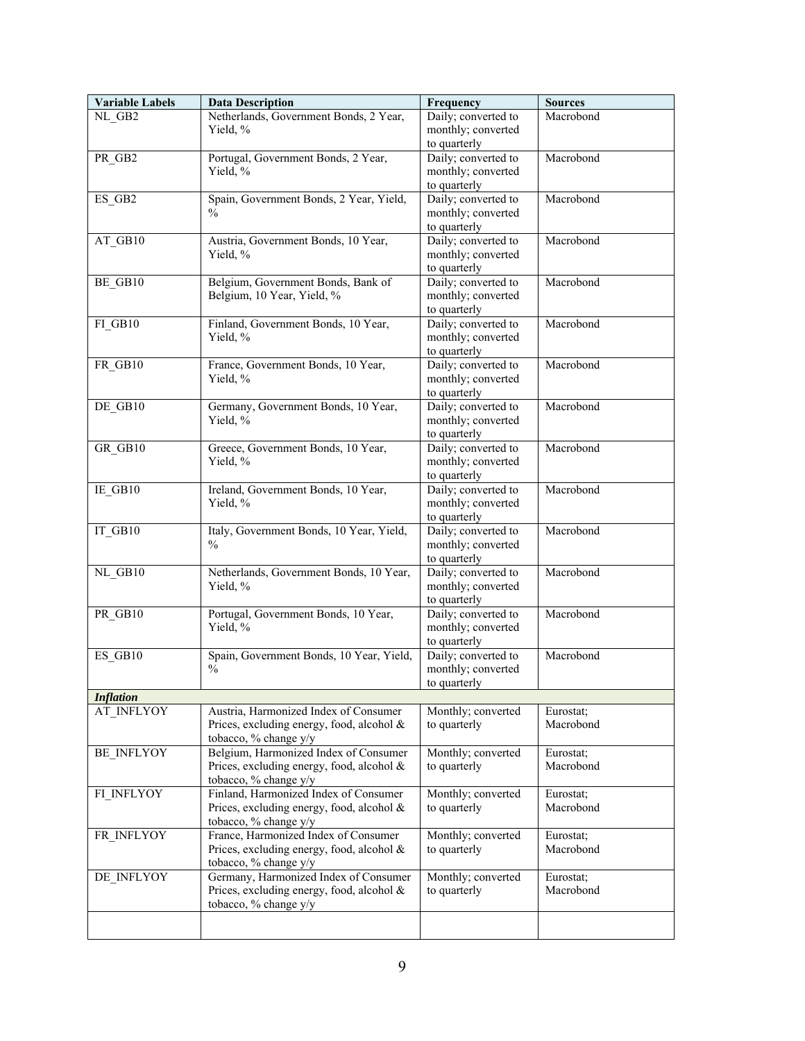| Variable Labels | Data Description | Frequency | Sources |
|---|---|---|---|
| NL_GB2 | Netherlands, Government Bonds, 2 Year, Yield, % | Daily; converted to monthly; converted to quarterly | Macrobond |
| PR_GB2 | Portugal, Government Bonds, 2 Year, Yield, % | Daily; converted to monthly; converted to quarterly | Macrobond |
| ES_GB2 | Spain, Government Bonds, 2 Year, Yield, % | Daily; converted to monthly; converted to quarterly | Macrobond |
| AT_GB10 | Austria, Government Bonds, 10 Year, Yield, % | Daily; converted to monthly; converted to quarterly | Macrobond |
| BE_GB10 | Belgium, Government Bonds, Bank of Belgium, 10 Year, Yield, % | Daily; converted to monthly; converted to quarterly | Macrobond |
| FI_GB10 | Finland, Government Bonds, 10 Year, Yield, % | Daily; converted to monthly; converted to quarterly | Macrobond |
| FR_GB10 | France, Government Bonds, 10 Year, Yield, % | Daily; converted to monthly; converted to quarterly | Macrobond |
| DE_GB10 | Germany, Government Bonds, 10 Year, Yield, % | Daily; converted to monthly; converted to quarterly | Macrobond |
| GR_GB10 | Greece, Government Bonds, 10 Year, Yield, % | Daily; converted to monthly; converted to quarterly | Macrobond |
| IE_GB10 | Ireland, Government Bonds, 10 Year, Yield, % | Daily; converted to monthly; converted to quarterly | Macrobond |
| IT_GB10 | Italy, Government Bonds, 10 Year, Yield, % | Daily; converted to monthly; converted to quarterly | Macrobond |
| NL_GB10 | Netherlands, Government Bonds, 10 Year, Yield, % | Daily; converted to monthly; converted to quarterly | Macrobond |
| PR_GB10 | Portugal, Government Bonds, 10 Year, Yield, % | Daily; converted to monthly; converted to quarterly | Macrobond |
| ES_GB10 | Spain, Government Bonds, 10 Year, Yield, % | Daily; converted to monthly; converted to quarterly | Macrobond |
| ***Inflation*** | | | |
| AT_INFLYOY | Austria, Harmonized Index of Consumer Prices, excluding energy, food, alcohol & tobacco, % change y/y | Monthly; converted to quarterly | Eurostat; Macrobond |
| BE_INFLYOY | Belgium, Harmonized Index of Consumer Prices, excluding energy, food, alcohol & tobacco, % change y/y | Monthly; converted to quarterly | Eurostat; Macrobond |
| FI_INFLYOY | Finland, Harmonized Index of Consumer Prices, excluding energy, food, alcohol & tobacco, % change y/y | Monthly; converted to quarterly | Eurostat; Macrobond |
| FR_INFLYOY | France, Harmonized Index of Consumer Prices, excluding energy, food, alcohol & tobacco, % change y/y | Monthly; converted to quarterly | Eurostat; Macrobond |
| DE_INFLYOY | Germany, Harmonized Index of Consumer Prices, excluding energy, food, alcohol & tobacco, % change y/y | Monthly; converted to quarterly | Eurostat; Macrobond |
| | | | |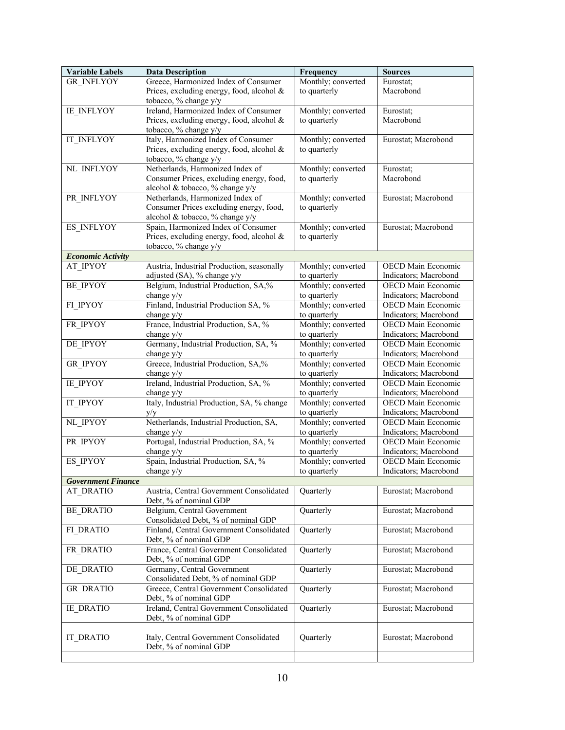| Variable Labels | Data Description | Frequency | Sources |
|---|---|---|---|
| GR_INFLYOY | Greece, Harmonized Index of Consumer Prices, excluding energy, food, alcohol & tobacco, % change y/y | Monthly; converted to quarterly | Eurostat; Macrobond |
| IE_INFLYOY | Ireland, Harmonized Index of Consumer Prices, excluding energy, food, alcohol & tobacco, % change y/y | Monthly; converted to quarterly | Eurostat; Macrobond |
| IT_INFLYOY | Italy, Harmonized Index of Consumer Prices, excluding energy, food, alcohol & tobacco, % change y/y | Monthly; converted to quarterly | Eurostat; Macrobond |
| NL_INFLYOY | Netherlands, Harmonized Index of Consumer Prices, excluding energy, food, alcohol & tobacco, % change y/y | Monthly; converted to quarterly | Eurostat; Macrobond |
| PR_INFLYOY | Netherlands, Harmonized Index of Consumer Prices excluding energy, food, alcohol & tobacco, % change y/y | Monthly; converted to quarterly | Eurostat; Macrobond |
| ES_INFLYOY | Spain, Harmonized Index of Consumer Prices, excluding energy, food, alcohol & tobacco, % change y/y | Monthly; converted to quarterly | Eurostat; Macrobond |
| ***Economic Activity*** | | | |
| AT_IPYOY | Austria, Industrial Production, seasonally adjusted (SA), % change y/y | Monthly; converted to quarterly | OECD Main Economic Indicators; Macrobond |
| BE_IPYOY | Belgium, Industrial Production, SA,% change y/y | Monthly; converted to quarterly | OECD Main Economic Indicators; Macrobond |
| FI_IPYOY | Finland, Industrial Production SA, % change y/y | Monthly; converted to quarterly | OECD Main Economic Indicators; Macrobond |
| FR_IPYOY | France, Industrial Production, SA, % change y/y | Monthly; converted to quarterly | OECD Main Economic Indicators; Macrobond |
| DE_IPYOY | Germany, Industrial Production, SA, % change y/y | Monthly; converted to quarterly | OECD Main Economic Indicators; Macrobond |
| GR_IPYOY | Greece, Industrial Production, SA,% change y/y | Monthly; converted to quarterly | OECD Main Economic Indicators; Macrobond |
| IE_IPYOY | Ireland, Industrial Production, SA, % change y/y | Monthly; converted to quarterly | OECD Main Economic Indicators; Macrobond |
| IT_IPYOY | Italy, Industrial Production, SA, % change y/y | Monthly; converted to quarterly | OECD Main Economic Indicators; Macrobond |
| NL_IPYOY | Netherlands, Industrial Production, SA, change y/y | Monthly; converted to quarterly | OECD Main Economic Indicators; Macrobond |
| PR_IPYOY | Portugal, Industrial Production, SA, % change y/y | Monthly; converted to quarterly | OECD Main Economic Indicators; Macrobond |
| ES_IPYOY | Spain, Industrial Production, SA, % change y/y | Monthly; converted to quarterly | OECD Main Economic Indicators; Macrobond |
| ***Government Finance*** | | | |
| AT_DRATIO | Austria, Central Government Consolidated Debt, % of nominal GDP | Quarterly | Eurostat; Macrobond |
| BE_DRATIO | Belgium, Central Government Consolidated Debt, % of nominal GDP | Quarterly | Eurostat; Macrobond |
| FI_DRATIO | Finland, Central Government Consolidated Debt, % of nominal GDP | Quarterly | Eurostat; Macrobond |
| FR_DRATIO | France, Central Government Consolidated Debt, % of nominal GDP | Quarterly | Eurostat; Macrobond |
| DE_DRATIO | Germany, Central Government Consolidated Debt, % of nominal GDP | Quarterly | Eurostat; Macrobond |
| GR_DRATIO | Greece, Central Government Consolidated Debt, % of nominal GDP | Quarterly | Eurostat; Macrobond |
| IE_DRATIO | Ireland, Central Government Consolidated Debt, % of nominal GDP | Quarterly | Eurostat; Macrobond |
| IT_DRATIO | Italy, Central Government Consolidated Debt, % of nominal GDP | Quarterly | Eurostat; Macrobond |
| | | | |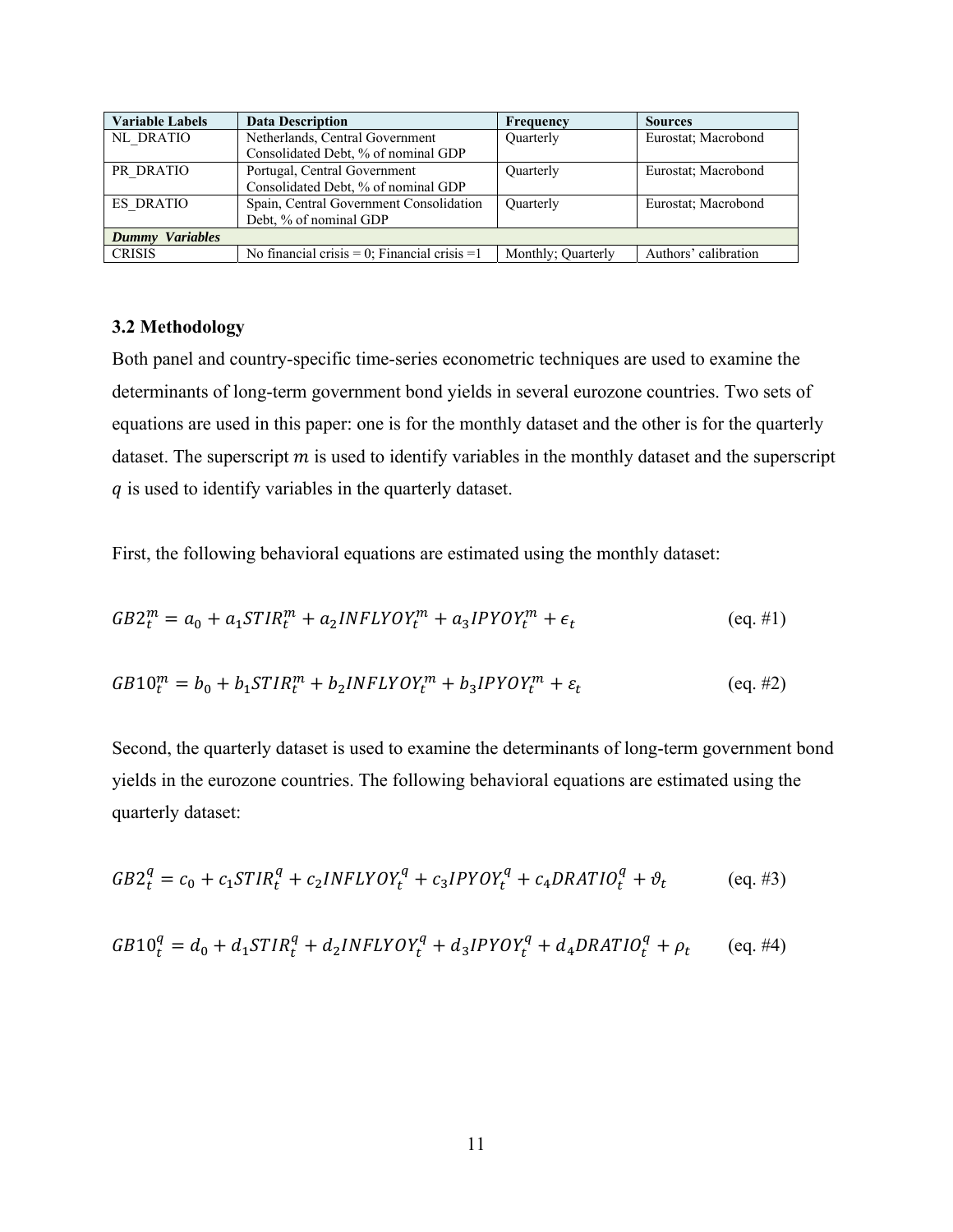| Variable Labels | Data Description | Frequency | Sources |
|---|---|---|---|
| NL_DRATIO | Netherlands, Central Government Consolidated Debt, % of nominal GDP | Quarterly | Eurostat; Macrobond |
| PR_DRATIO | Portugal, Central Government Consolidated Debt, % of nominal GDP | Quarterly | Eurostat; Macrobond |
| ES_DRATIO | Spain, Central Government Consolidation Debt, % of nominal GDP | Quarterly | Eurostat; Macrobond |
| ***Dummy Variables*** | | | |
| CRISIS | No financial crisis = 0; Financial crisis =1 | Monthly; Quarterly | Authors' calibration |

### 3.2 Methodology

Both panel and country-specific time-series econometric techniques are used to examine the determinants of long-term government bond yields in several eurozone countries. Two sets of equations are used in this paper: one is for the monthly dataset and the other is for the quarterly dataset. The superscript $m$ is used to identify variables in the monthly dataset and the superscript $q$ is used to identify variables in the quarterly dataset.

First, the following behavioral equations are estimated using the monthly dataset:

$$GB2_t^m = a_0 + a_1 STIR_t^m + a_2 INFLYOY_t^m + a_3 IPYOY_t^m + \epsilon_t \qquad \text{(eq. \#1)}$$

$$GB10_t^m = b_0 + b_1 STIR_t^m + b_2 INFLYOY_t^m + b_3 IPYOY_t^m + \varepsilon_t \qquad \text{(eq. \#2)}$$

Second, the quarterly dataset is used to examine the determinants of long-term government bond yields in the eurozone countries. The following behavioral equations are estimated using the quarterly dataset:

$$GB2_t^q = c_0 + c_1 STIR_t^q + c_2 INFLYOY_t^q + c_3 IPYOY_t^q + c_4 DRATIO_t^q + \vartheta_t \qquad \text{(eq. \#3)}$$

$$GB10_t^q = d_0 + d_1 STIR_t^q + d_2 INFLYOY_t^q + d_3 IPYOY_t^q + d_4 DRATIO_t^q + \rho_t \qquad \text{(eq. \#4)}$$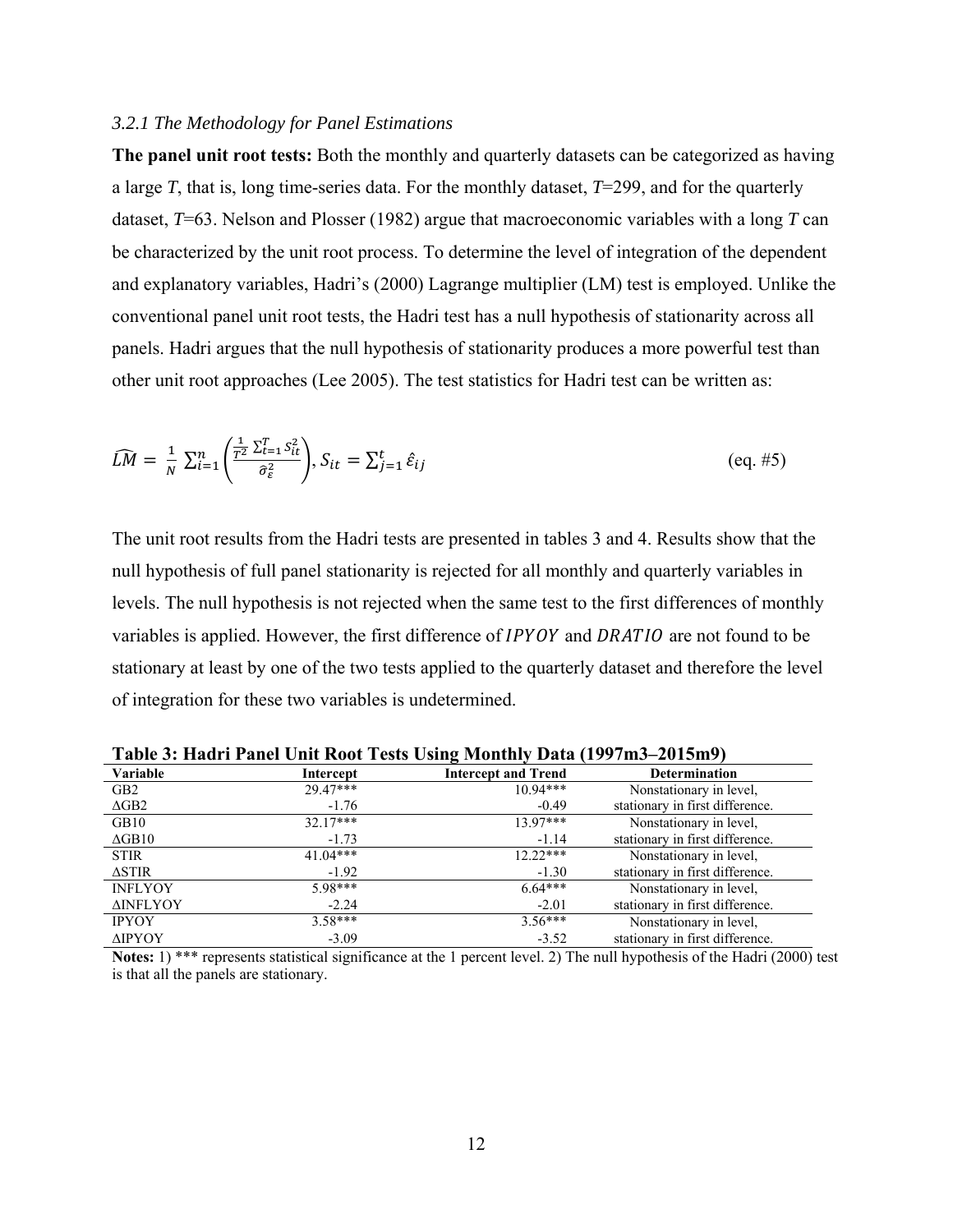### *3.2.1 The Methodology for Panel Estimations*

**The panel unit root tests:** Both the monthly and quarterly datasets can be categorized as having a large $T$, that is, long time-series data. For the monthly dataset, $T$=299, and for the quarterly dataset, $T$=63. Nelson and Plosser (1982) argue that macroeconomic variables with a long $T$ can be characterized by the unit root process. To determine the level of integration of the dependent and explanatory variables, Hadri's (2000) Lagrange multiplier (LM) test is employed. Unlike the conventional panel unit root tests, the Hadri test has a null hypothesis of stationarity across all panels. Hadri argues that the null hypothesis of stationarity produces a more powerful test than other unit root approaches (Lee 2005). The test statistics for Hadri test can be written as:

$$\widehat{LM} = \frac{1}{N}\sum_{i=1}^{n}\left(\frac{\frac{1}{T^2}\sum_{t=1}^{T} S_{it}^2}{\hat{\sigma}_{\varepsilon}^2}\right),\ S_{it} = \sum_{j=1}^{t}\hat{\varepsilon}_{ij} \qquad \text{(eq. \#5)}$$

The unit root results from the Hadri tests are presented in tables 3 and 4. Results show that the null hypothesis of full panel stationarity is rejected for all monthly and quarterly variables in levels. The null hypothesis is not rejected when the same test to the first differences of monthly variables is applied. However, the first difference of $IPYOY$ and $DRATIO$ are not found to be stationary at least by one of the two tests applied to the quarterly dataset and therefore the level of integration for these two variables is undetermined.

**Table 3: Hadri Panel Unit Root Tests Using Monthly Data (1997m3–2015m9)**

| Variable | Intercept | Intercept and Trend | Determination |
|---|---|---|---|
| GB2 | 29.47*** | 10.94*** | Nonstationary in level, |
| ΔGB2 | -1.76 | -0.49 | stationary in first difference. |
| GB10 | 32.17*** | 13.97*** | Nonstationary in level, |
| ΔGB10 | -1.73 | -1.14 | stationary in first difference. |
| STIR | 41.04*** | 12.22*** | Nonstationary in level, |
| ΔSTIR | -1.92 | -1.30 | stationary in first difference. |
| INFLYOY | 5.98*** | 6.64*** | Nonstationary in level, |
| ΔINFLYOY | -2.24 | -2.01 | stationary in first difference. |
| IPYOY | 3.58*** | 3.56*** | Nonstationary in level, |
| ΔIPYOY | -3.09 | -3.52 | stationary in first difference. |

**Notes:** 1) *** represents statistical significance at the 1 percent level. 2) The null hypothesis of the Hadri (2000) test is that all the panels are stationary.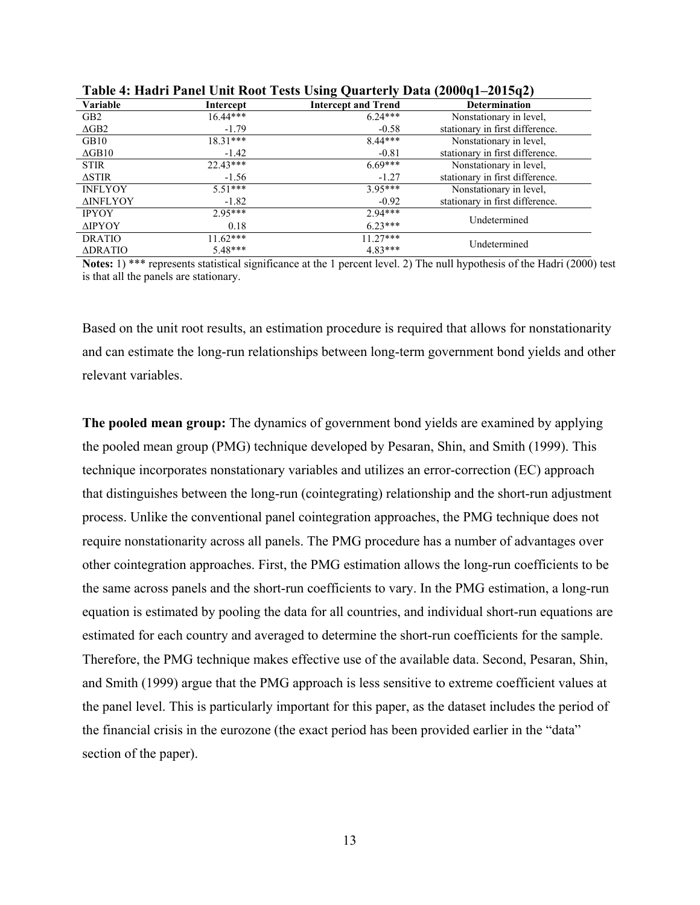**Table 4: Hadri Panel Unit Root Tests Using Quarterly Data (2000q1–2015q2)**

| Variable | Intercept | Intercept and Trend | Determination |
|---|---|---|---|
| GB2 | 16.44*** | 6.24*** | Nonstationary in level, |
| ΔGB2 | -1.79 | -0.58 | stationary in first difference. |
| GB10 | 18.31*** | 8.44*** | Nonstationary in level, |
| ΔGB10 | -1.42 | -0.81 | stationary in first difference. |
| STIR | 22.43*** | 6.69*** | Nonstationary in level, |
| ΔSTIR | -1.56 | -1.27 | stationary in first difference. |
| INFLYOY | 5.51*** | 3.95*** | Nonstationary in level, |
| ΔINFLYOY | -1.82 | -0.92 | stationary in first difference. |
| IPYOY | 2.95*** | 2.94*** | Undetermined |
| ΔIPYOY | 0.18 | 6.23*** | |
| DRATIO | 11.62*** | 11.27*** | Undetermined |
| ΔDRATIO | 5.48*** | 4.83*** | |

**Notes:** 1) *** represents statistical significance at the 1 percent level. 2) The null hypothesis of the Hadri (2000) test is that all the panels are stationary.

Based on the unit root results, an estimation procedure is required that allows for nonstationarity and can estimate the long-run relationships between long-term government bond yields and other relevant variables.

**The pooled mean group:** The dynamics of government bond yields are examined by applying the pooled mean group (PMG) technique developed by Pesaran, Shin, and Smith (1999). This technique incorporates nonstationary variables and utilizes an error-correction (EC) approach that distinguishes between the long-run (cointegrating) relationship and the short-run adjustment process. Unlike the conventional panel cointegration approaches, the PMG technique does not require nonstationarity across all panels. The PMG procedure has a number of advantages over other cointegration approaches. First, the PMG estimation allows the long-run coefficients to be the same across panels and the short-run coefficients to vary. In the PMG estimation, a long-run equation is estimated by pooling the data for all countries, and individual short-run equations are estimated for each country and averaged to determine the short-run coefficients for the sample. Therefore, the PMG technique makes effective use of the available data. Second, Pesaran, Shin, and Smith (1999) argue that the PMG approach is less sensitive to extreme coefficient values at the panel level. This is particularly important for this paper, as the dataset includes the period of the financial crisis in the eurozone (the exact period has been provided earlier in the "data" section of the paper).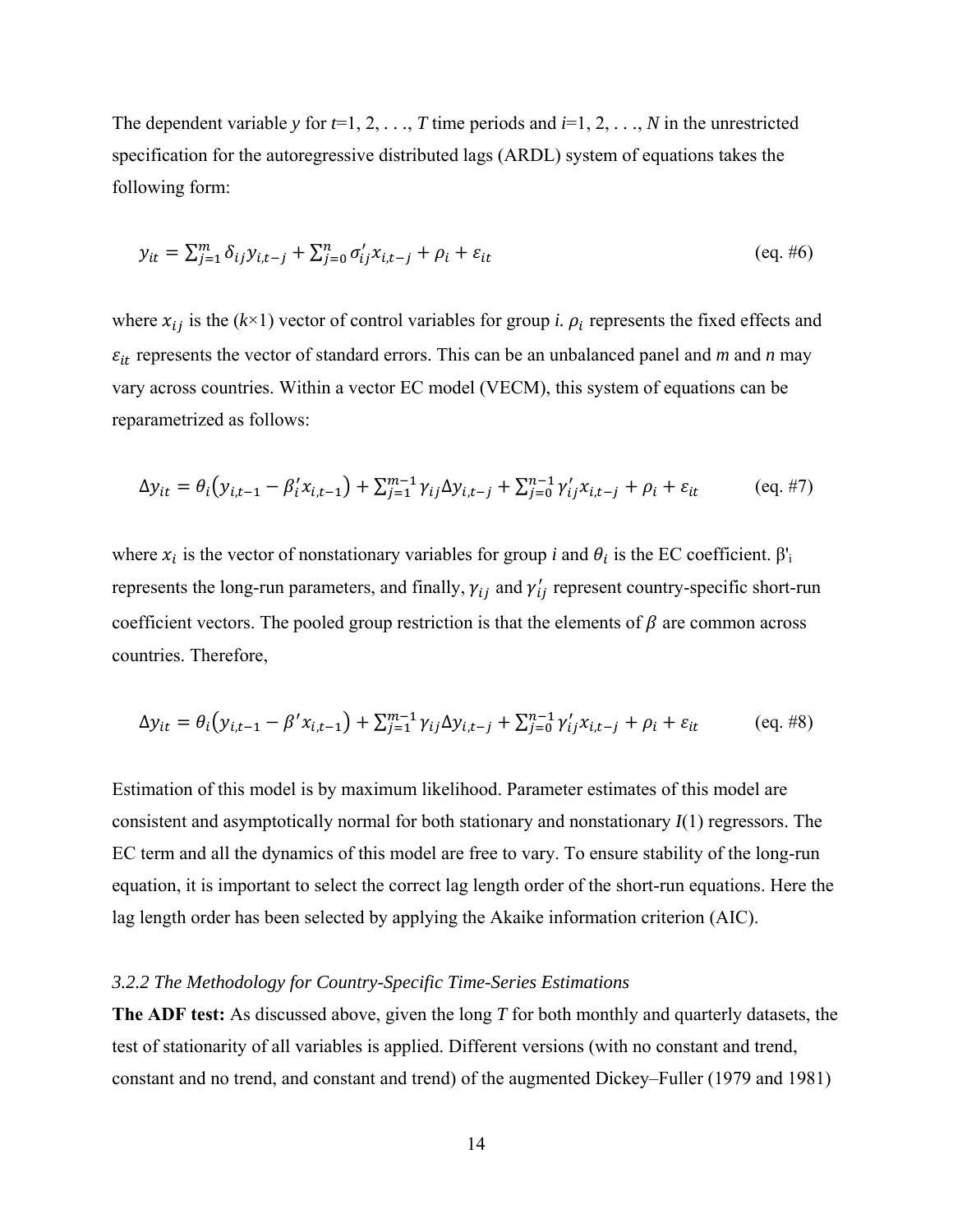The dependent variable $y$ for $t$=1, 2, . . ., $T$ time periods and $i$=1, 2, . . ., $N$ in the unrestricted specification for the autoregressive distributed lags (ARDL) system of equations takes the following form:

$$y_{it} = \sum_{j=1}^{m} \delta_{ij} y_{i,t-j} + \sum_{j=0}^{n} \sigma'_{ij} x_{i,t-j} + \rho_i + \varepsilon_{it} \qquad \text{(eq. \#6)}$$

where $x_{ij}$ is the ($k$×1) vector of control variables for group $i$. $\rho_i$ represents the fixed effects and $\varepsilon_{it}$ represents the vector of standard errors. This can be an unbalanced panel and $m$ and $n$ may vary across countries. Within a vector EC model (VECM), this system of equations can be reparametrized as follows:

$$\Delta y_{it} = \theta_i\left(y_{i,t-1} - \beta'_i x_{i,t-1}\right) + \sum_{j=1}^{m-1} \gamma_{ij} \Delta y_{i,t-j} + \sum_{j=0}^{n-1} \gamma'_{ij} x_{i,t-j} + \rho_i + \varepsilon_{it} \qquad \text{(eq. \#7)}$$

where $x_i$ is the vector of nonstationary variables for group $i$ and $\theta_i$ is the EC coefficient. $\beta'_i$ represents the long-run parameters, and finally, $\gamma_{ij}$ and $\gamma'_{ij}$ represent country-specific short-run coefficient vectors. The pooled group restriction is that the elements of $\beta$ are common across countries. Therefore,

$$\Delta y_{it} = \theta_i\left(y_{i,t-1} - \beta' x_{i,t-1}\right) + \sum_{j=1}^{m-1} \gamma_{ij} \Delta y_{i,t-j} + \sum_{j=0}^{n-1} \gamma'_{ij} x_{i,t-j} + \rho_i + \varepsilon_{it} \qquad \text{(eq. \#8)}$$

Estimation of this model is by maximum likelihood. Parameter estimates of this model are consistent and asymptotically normal for both stationary and nonstationary $I(1)$ regressors. The EC term and all the dynamics of this model are free to vary. To ensure stability of the long-run equation, it is important to select the correct lag length order of the short-run equations. Here the lag length order has been selected by applying the Akaike information criterion (AIC).

### *3.2.2 The Methodology for Country-Specific Time-Series Estimations*

**The ADF test:** As discussed above, given the long $T$ for both monthly and quarterly datasets, the test of stationarity of all variables is applied. Different versions (with no constant and trend, constant and no trend, and constant and trend) of the augmented Dickey–Fuller (1979 and 1981)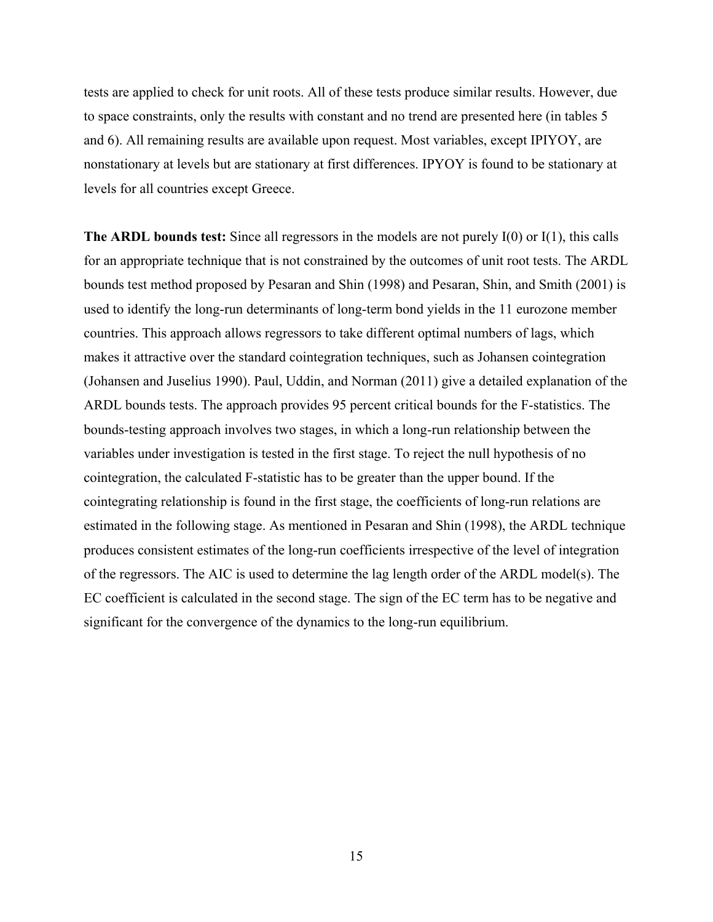tests are applied to check for unit roots. All of these tests produce similar results. However, due to space constraints, only the results with constant and no trend are presented here (in tables 5 and 6). All remaining results are available upon request. Most variables, except IPIYOY, are nonstationary at levels but are stationary at first differences. IPYOY is found to be stationary at levels for all countries except Greece.

**The ARDL bounds test:** Since all regressors in the models are not purely I(0) or I(1), this calls for an appropriate technique that is not constrained by the outcomes of unit root tests. The ARDL bounds test method proposed by Pesaran and Shin (1998) and Pesaran, Shin, and Smith (2001) is used to identify the long-run determinants of long-term bond yields in the 11 eurozone member countries. This approach allows regressors to take different optimal numbers of lags, which makes it attractive over the standard cointegration techniques, such as Johansen cointegration (Johansen and Juselius 1990). Paul, Uddin, and Norman (2011) give a detailed explanation of the ARDL bounds tests. The approach provides 95 percent critical bounds for the F-statistics. The bounds-testing approach involves two stages, in which a long-run relationship between the variables under investigation is tested in the first stage. To reject the null hypothesis of no cointegration, the calculated F-statistic has to be greater than the upper bound. If the cointegrating relationship is found in the first stage, the coefficients of long-run relations are estimated in the following stage. As mentioned in Pesaran and Shin (1998), the ARDL technique produces consistent estimates of the long-run coefficients irrespective of the level of integration of the regressors. The AIC is used to determine the lag length order of the ARDL model(s). The EC coefficient is calculated in the second stage. The sign of the EC term has to be negative and significant for the convergence of the dynamics to the long-run equilibrium.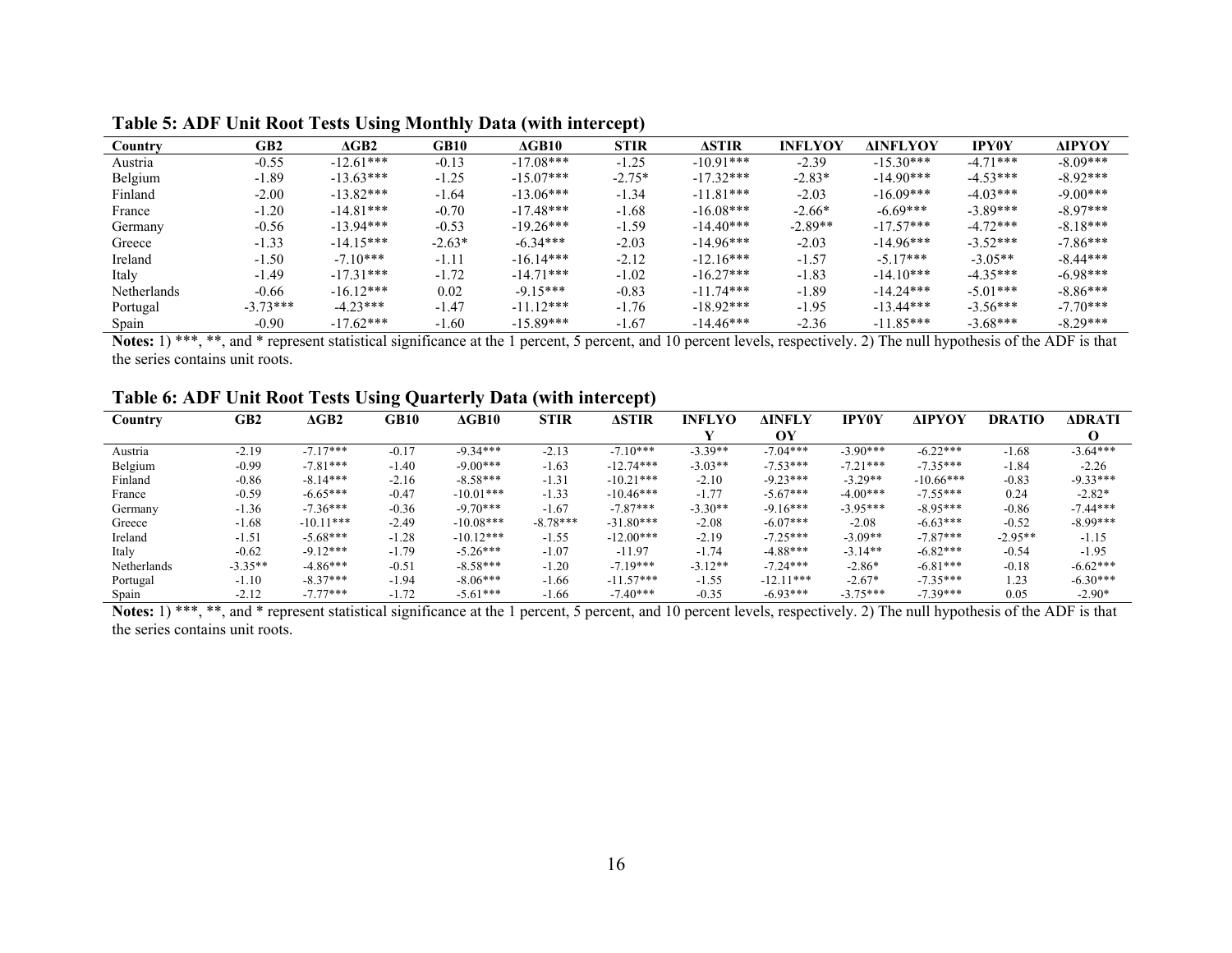**Table 5: ADF Unit Root Tests Using Monthly Data (with intercept)**

| Country | GB2 | ΔGB2 | GB10 | ΔGB10 | STIR | ΔSTIR | INFLYOY | ΔINFLYOY | IPY0Y | ΔIPYOY |
|---|---|---|---|---|---|---|---|---|---|---|
| Austria | -0.55 | -12.61*** | -0.13 | -17.08*** | -1.25 | -10.91*** | -2.39 | -15.30*** | -4.71*** | -8.09*** |
| Belgium | -1.89 | -13.63*** | -1.25 | -15.07*** | -2.75* | -17.32*** | -2.83* | -14.90*** | -4.53*** | -8.92*** |
| Finland | -2.00 | -13.82*** | -1.64 | -13.06*** | -1.34 | -11.81*** | -2.03 | -16.09*** | -4.03*** | -9.00*** |
| France | -1.20 | -14.81*** | -0.70 | -17.48*** | -1.68 | -16.08*** | -2.66* | -6.69*** | -3.89*** | -8.97*** |
| Germany | -0.56 | -13.94*** | -0.53 | -19.26*** | -1.59 | -14.40*** | -2.89** | -17.57*** | -4.72*** | -8.18*** |
| Greece | -1.33 | -14.15*** | -2.63* | -6.34*** | -2.03 | -14.96*** | -2.03 | -14.96*** | -3.52*** | -7.86*** |
| Ireland | -1.50 | -7.10*** | -1.11 | -16.14*** | -2.12 | -12.16*** | -1.57 | -5.17*** | -3.05** | -8.44*** |
| Italy | -1.49 | -17.31*** | -1.72 | -14.71*** | -1.02 | -16.27*** | -1.83 | -14.10*** | -4.35*** | -6.98*** |
| Netherlands | -0.66 | -16.12*** | 0.02 | -9.15*** | -0.83 | -11.74*** | -1.89 | -14.24*** | -5.01*** | -8.86*** |
| Portugal | -3.73*** | -4.23*** | -1.47 | -11.12*** | -1.76 | -18.92*** | -1.95 | -13.44*** | -3.56*** | -7.70*** |
| Spain | -0.90 | -17.62*** | -1.60 | -15.89*** | -1.67 | -14.46*** | -2.36 | -11.85*** | -3.68*** | -8.29*** |

**Notes:** 1) ***, **, and * represent statistical significance at the 1 percent, 5 percent, and 10 percent levels, respectively. 2) The null hypothesis of the ADF is that the series contains unit roots.

**Table 6: ADF Unit Root Tests Using Quarterly Data (with intercept)**

| Country | GB2 | ΔGB2 | GB10 | ΔGB10 | STIR | ΔSTIR | INFLYOY | ΔINFLYOY | IPY0Y | ΔIPYOY | DRATIO | ΔDRATIO |
|---|---|---|---|---|---|---|---|---|---|---|---|---|
| Austria | -2.19 | -7.17*** | -0.17 | -9.34*** | -2.13 | -7.10*** | -3.39** | -7.04*** | -3.90*** | -6.22*** | -1.68 | -3.64*** |
| Belgium | -0.99 | -7.81*** | -1.40 | -9.00*** | -1.63 | -12.74*** | -3.03** | -7.53*** | -7.21*** | -7.35*** | -1.84 | -2.26 |
| Finland | -0.86 | -8.14*** | -2.16 | -8.58*** | -1.31 | -10.21*** | -2.10 | -9.23*** | -3.29** | -10.66*** | -0.83 | -9.33*** |
| France | -0.59 | -6.65*** | -0.47 | -10.01*** | -1.33 | -10.46*** | -1.77 | -5.67*** | -4.00*** | -7.55*** | 0.24 | -2.82* |
| Germany | -1.36 | -7.36*** | -0.36 | -9.70*** | -1.67 | -7.87*** | -3.30** | -9.16*** | -3.95*** | -8.95*** | -0.86 | -7.44*** |
| Greece | -1.68 | -10.11*** | -2.49 | -10.08*** | -8.78*** | -31.80*** | -2.08 | -6.07*** | -2.08 | -6.63*** | -0.52 | -8.99*** |
| Ireland | -1.51 | -5.68*** | -1.28 | -10.12*** | -1.55 | -12.00*** | -2.19 | -7.25*** | -3.09** | -7.87*** | -2.95** | -1.15 |
| Italy | -0.62 | -9.12*** | -1.79 | -5.26*** | -1.07 | -11.97 | -1.74 | -4.88*** | -3.14** | -6.82*** | -0.54 | -1.95 |
| Netherlands | -3.35** | -4.86*** | -0.51 | -8.58*** | -1.20 | -7.19*** | -3.12** | -7.24*** | -2.86* | -6.81*** | -0.18 | -6.62*** |
| Portugal | -1.10 | -8.37*** | -1.94 | -8.06*** | -1.66 | -11.57*** | -1.55 | -12.11*** | -2.67* | -7.35*** | 1.23 | -6.30*** |
| Spain | -2.12 | -7.77*** | -1.72 | -5.61*** | -1.66 | -7.40*** | -0.35 | -6.93*** | -3.75*** | -7.39*** | 0.05 | -2.90* |

**Notes:** 1) ***, **, and * represent statistical significance at the 1 percent, 5 percent, and 10 percent levels, respectively. 2) The null hypothesis of the ADF is that the series contains unit roots.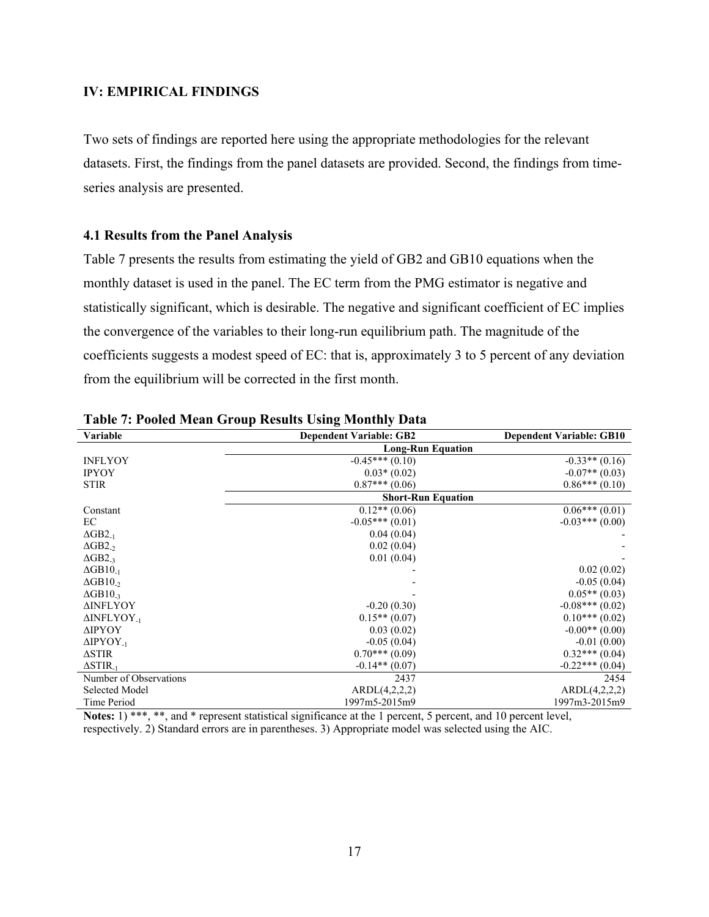## IV: EMPIRICAL FINDINGS

Two sets of findings are reported here using the appropriate methodologies for the relevant datasets. First, the findings from the panel datasets are provided. Second, the findings from time-series analysis are presented.

### 4.1 Results from the Panel Analysis

Table 7 presents the results from estimating the yield of GB2 and GB10 equations when the monthly dataset is used in the panel. The EC term from the PMG estimator is negative and statistically significant, which is desirable. The negative and significant coefficient of EC implies the convergence of the variables to their long-run equilibrium path. The magnitude of the coefficients suggests a modest speed of EC: that is, approximately 3 to 5 percent of any deviation from the equilibrium will be corrected in the first month.

**Table 7: Pooled Mean Group Results Using Monthly Data**

| Variable | Dependent Variable: GB2 | Dependent Variable: GB10 |
|---|---|---|
| | **Long-Run Equation** | |
| INFLYOY | -0.45*** (0.10) | -0.33** (0.16) |
| IPYOY | 0.03* (0.02) | -0.07** (0.03) |
| STIR | 0.87*** (0.06) | 0.86*** (0.10) |
| | **Short-Run Equation** | |
| Constant | 0.12** (0.06) | 0.06*** (0.01) |
| EC | -0.05*** (0.01) | -0.03*** (0.00) |
| $\Delta GB2_{-1}$ | 0.04 (0.04) | - |
| $\Delta GB2_{-2}$ | 0.02 (0.04) | - |
| $\Delta GB2_{-3}$ | 0.01 (0.04) | - |
| $\Delta GB10_{-1}$ | - | 0.02 (0.02) |
| $\Delta GB10_{-2}$ | - | -0.05 (0.04) |
| $\Delta GB10_{-3}$ | - | 0.05** (0.03) |
| $\Delta INFLYOY$ | -0.20 (0.30) | -0.08*** (0.02) |
| $\Delta INFLYOY_{-1}$ | 0.15** (0.07) | 0.10*** (0.02) |
| $\Delta IPYOY$ | 0.03 (0.02) | -0.00** (0.00) |
| $\Delta IPYOY_{-1}$ | -0.05 (0.04) | -0.01 (0.00) |
| $\Delta STIR$ | 0.70*** (0.09) | 0.32*** (0.04) |
| $\Delta STIR_{-1}$ | -0.14** (0.07) | -0.22*** (0.04) |
| Number of Observations | 2437 | 2454 |
| Selected Model | ARDL(4,2,2,2) | ARDL(4,2,2,2) |
| Time Period | 1997m5-2015m9 | 1997m3-2015m9 |

**Notes:** 1) ***, **, and * represent statistical significance at the 1 percent, 5 percent, and 10 percent level, respectively. 2) Standard errors are in parentheses. 3) Appropriate model was selected using the AIC.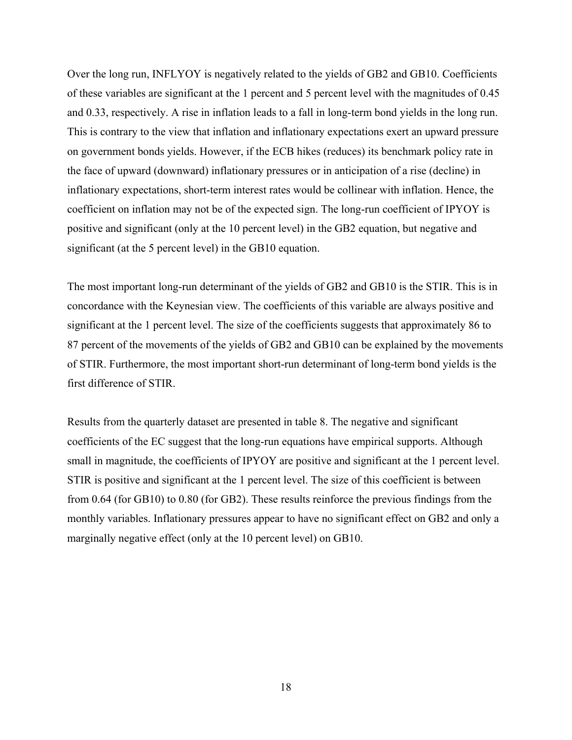Over the long run, INFLYOY is negatively related to the yields of GB2 and GB10. Coefficients of these variables are significant at the 1 percent and 5 percent level with the magnitudes of 0.45 and 0.33, respectively. A rise in inflation leads to a fall in long-term bond yields in the long run. This is contrary to the view that inflation and inflationary expectations exert an upward pressure on government bonds yields. However, if the ECB hikes (reduces) its benchmark policy rate in the face of upward (downward) inflationary pressures or in anticipation of a rise (decline) in inflationary expectations, short-term interest rates would be collinear with inflation. Hence, the coefficient on inflation may not be of the expected sign. The long-run coefficient of IPYOY is positive and significant (only at the 10 percent level) in the GB2 equation, but negative and significant (at the 5 percent level) in the GB10 equation.

The most important long-run determinant of the yields of GB2 and GB10 is the STIR. This is in concordance with the Keynesian view. The coefficients of this variable are always positive and significant at the 1 percent level. The size of the coefficients suggests that approximately 86 to 87 percent of the movements of the yields of GB2 and GB10 can be explained by the movements of STIR. Furthermore, the most important short-run determinant of long-term bond yields is the first difference of STIR.

Results from the quarterly dataset are presented in table 8. The negative and significant coefficients of the EC suggest that the long-run equations have empirical supports. Although small in magnitude, the coefficients of IPYOY are positive and significant at the 1 percent level. STIR is positive and significant at the 1 percent level. The size of this coefficient is between from 0.64 (for GB10) to 0.80 (for GB2). These results reinforce the previous findings from the monthly variables. Inflationary pressures appear to have no significant effect on GB2 and only a marginally negative effect (only at the 10 percent level) on GB10.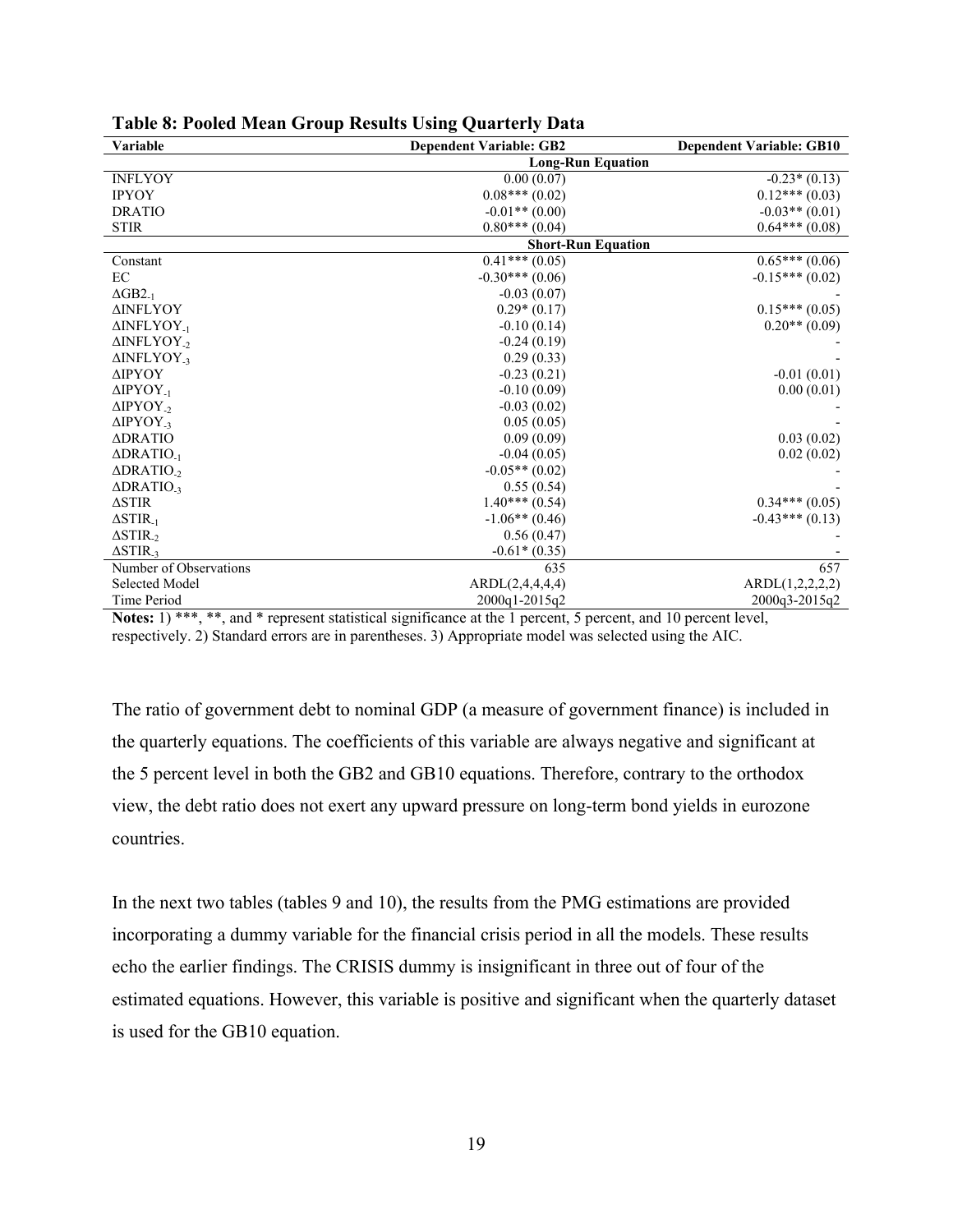**Table 8: Pooled Mean Group Results Using Quarterly Data**

| Variable | Dependent Variable: GB2 | Dependent Variable: GB10 |
|---|---|---|
| | **Long-Run Equation** | |
| INFLYOY | 0.00 (0.07) | -0.23* (0.13) |
| IPYOY | 0.08*** (0.02) | 0.12*** (0.03) |
| DRATIO | -0.01** (0.00) | -0.03** (0.01) |
| STIR | 0.80*** (0.04) | 0.64*** (0.08) |
| | **Short-Run Equation** | |
| Constant | 0.41*** (0.05) | 0.65*** (0.06) |
| EC | -0.30*** (0.06) | -0.15*** (0.02) |
| $\Delta$GB2$_{-1}$ | -0.03 (0.07) | - |
| $\Delta$INFLYOY | 0.29* (0.17) | 0.15*** (0.05) |
| $\Delta$INFLYOY$_{-1}$ | -0.10 (0.14) | 0.20** (0.09) |
| $\Delta$INFLYOY$_{-2}$ | -0.24 (0.19) | - |
| $\Delta$INFLYOY$_{-3}$ | 0.29 (0.33) | - |
| $\Delta$IPYOY | -0.23 (0.21) | -0.01 (0.01) |
| $\Delta$IPYOY$_{-1}$ | -0.10 (0.09) | 0.00 (0.01) |
| $\Delta$IPYOY$_{-2}$ | -0.03 (0.02) | - |
| $\Delta$IPYOY$_{-3}$ | 0.05 (0.05) | - |
| $\Delta$DRATIO | 0.09 (0.09) | 0.03 (0.02) |
| $\Delta$DRATIO$_{-1}$ | -0.04 (0.05) | 0.02 (0.02) |
| $\Delta$DRATIO$_{-2}$ | -0.05** (0.02) | - |
| $\Delta$DRATIO$_{-3}$ | 0.55 (0.54) | - |
| $\Delta$STIR | 1.40*** (0.54) | 0.34*** (0.05) |
| $\Delta$STIR$_{-1}$ | -1.06** (0.46) | -0.43*** (0.13) |
| $\Delta$STIR$_{-2}$ | 0.56 (0.47) | - |
| $\Delta$STIR$_{-3}$ | -0.61* (0.35) | - |
| Number of Observations | 635 | 657 |
| Selected Model | ARDL(2,4,4,4,4) | ARDL(1,2,2,2,2) |
| Time Period | 2000q1-2015q2 | 2000q3-2015q2 |

**Notes:** 1) ***, **, and * represent statistical significance at the 1 percent, 5 percent, and 10 percent level, respectively. 2) Standard errors are in parentheses. 3) Appropriate model was selected using the AIC.

The ratio of government debt to nominal GDP (a measure of government finance) is included in the quarterly equations. The coefficients of this variable are always negative and significant at the 5 percent level in both the GB2 and GB10 equations. Therefore, contrary to the orthodox view, the debt ratio does not exert any upward pressure on long-term bond yields in eurozone countries.

In the next two tables (tables 9 and 10), the results from the PMG estimations are provided incorporating a dummy variable for the financial crisis period in all the models. These results echo the earlier findings. The CRISIS dummy is insignificant in three out of four of the estimated equations. However, this variable is positive and significant when the quarterly dataset is used for the GB10 equation.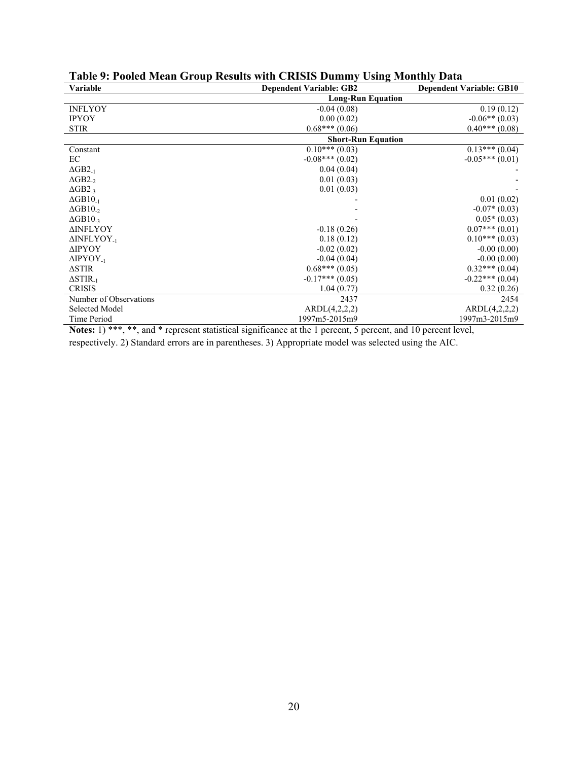**Table 9: Pooled Mean Group Results with CRISIS Dummy Using Monthly Data**

| Variable | Dependent Variable: GB2 | Dependent Variable: GB10 |
|---|---|---|
| | **Long-Run Equation** | |
| INFLYOY | -0.04 (0.08) | 0.19 (0.12) |
| IPYOY | 0.00 (0.02) | -0.06** (0.03) |
| STIR | 0.68*** (0.06) | 0.40*** (0.08) |
| | **Short-Run Equation** | |
| Constant | 0.10*** (0.03) | 0.13*** (0.04) |
| EC | -0.08*** (0.02) | -0.05*** (0.01) |
| $\Delta GB2_{-1}$ | 0.04 (0.04) | - |
| $\Delta GB2_{-2}$ | 0.01 (0.03) | - |
| $\Delta GB2_{-3}$ | 0.01 (0.03) | - |
| $\Delta GB10_{-1}$ | - | 0.01 (0.02) |
| $\Delta GB10_{-2}$ | - | -0.07* (0.03) |
| $\Delta GB10_{-3}$ | - | 0.05* (0.03) |
| $\Delta$INFLYOY | -0.18 (0.26) | 0.07*** (0.01) |
| $\Delta INFLYOY_{-1}$ | 0.18 (0.12) | 0.10*** (0.03) |
| $\Delta$IPYOY | -0.02 (0.02) | -0.00 (0.00) |
| $\Delta IPYOY_{-1}$ | -0.04 (0.04) | -0.00 (0.00) |
| $\Delta$STIR | 0.68*** (0.05) | 0.32*** (0.04) |
| $\Delta STIR_{-1}$ | -0.17*** (0.05) | -0.22*** (0.04) |
| CRISIS | 1.04 (0.77) | 0.32 (0.26) |
| Number of Observations | 2437 | 2454 |
| Selected Model | ARDL(4,2,2,2) | ARDL(4,2,2,2) |
| Time Period | 1997m5-2015m9 | 1997m3-2015m9 |

**Notes:** 1) ***, **, and * represent statistical significance at the 1 percent, 5 percent, and 10 percent level, respectively. 2) Standard errors are in parentheses. 3) Appropriate model was selected using the AIC.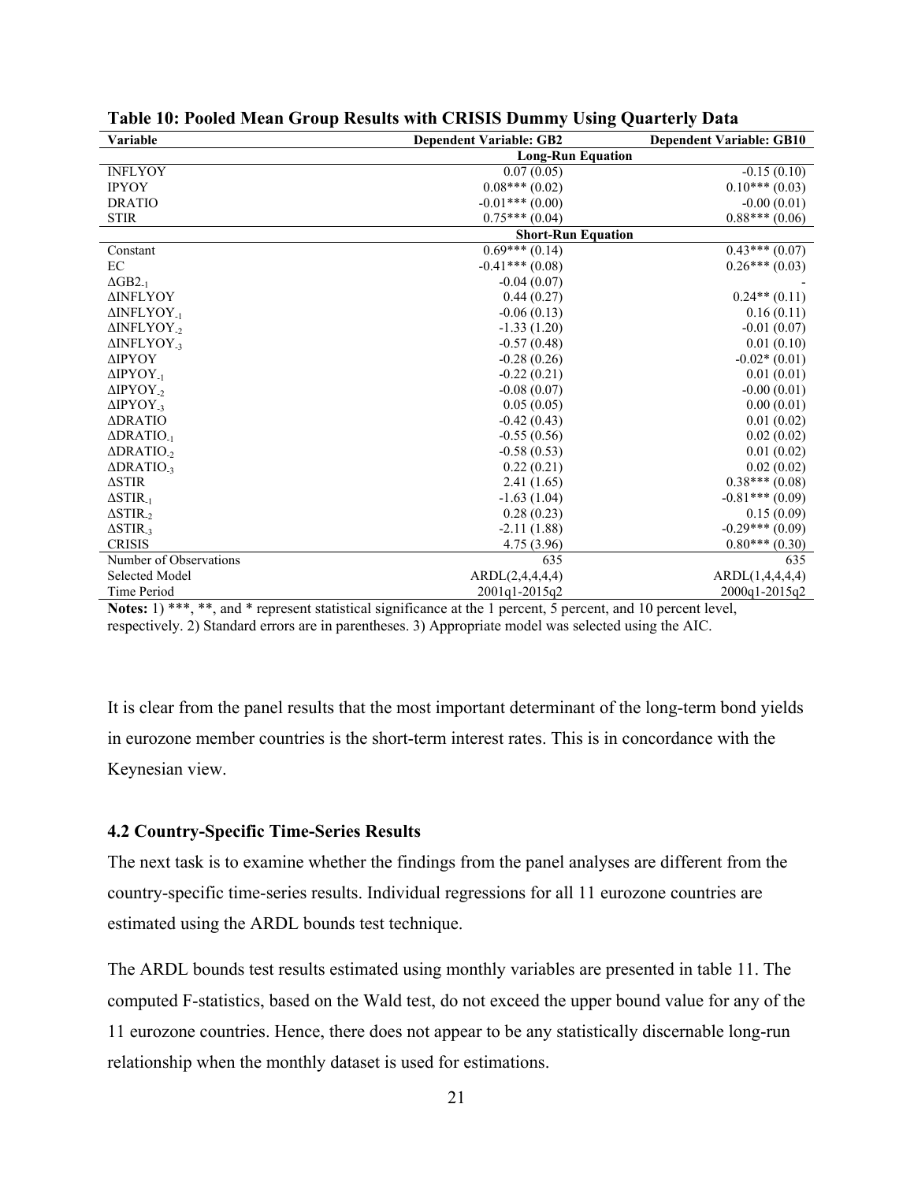**Table 10: Pooled Mean Group Results with CRISIS Dummy Using Quarterly Data**

| Variable | Dependent Variable: GB2 | Dependent Variable: GB10 |
|---|---|---|
| | **Long-Run Equation** | |
| INFLYOY | 0.07 (0.05) | -0.15 (0.10) |
| IPYOY | 0.08*** (0.02) | 0.10*** (0.03) |
| DRATIO | -0.01*** (0.00) | -0.00 (0.01) |
| STIR | 0.75*** (0.04) | 0.88*** (0.06) |
| | **Short-Run Equation** | |
| Constant | 0.69*** (0.14) | 0.43*** (0.07) |
| EC | -0.41*** (0.08) | 0.26*** (0.03) |
| $\Delta GB2_{-1}$ | -0.04 (0.07) | - |
| ΔINFLYOY | 0.44 (0.27) | 0.24** (0.11) |
| $\Delta INFLYOY_{-1}$ | -0.06 (0.13) | 0.16 (0.11) |
| $\Delta INFLYOY_{-2}$ | -1.33 (1.20) | -0.01 (0.07) |
| $\Delta INFLYOY_{-3}$ | -0.57 (0.48) | 0.01 (0.10) |
| ΔIPYOY | -0.28 (0.26) | -0.02* (0.01) |
| $\Delta IPYOY_{-1}$ | -0.22 (0.21) | 0.01 (0.01) |
| $\Delta IPYOY_{-2}$ | -0.08 (0.07) | -0.00 (0.01) |
| $\Delta IPYOY_{-3}$ | 0.05 (0.05) | 0.00 (0.01) |
| ΔDRATIO | -0.42 (0.43) | 0.01 (0.02) |
| $\Delta DRATIO_{-1}$ | -0.55 (0.56) | 0.02 (0.02) |
| $\Delta DRATIO_{-2}$ | -0.58 (0.53) | 0.01 (0.02) |
| $\Delta DRATIO_{-3}$ | 0.22 (0.21) | 0.02 (0.02) |
| ΔSTIR | 2.41 (1.65) | 0.38*** (0.08) |
| $\Delta STIR_{-1}$ | -1.63 (1.04) | -0.81*** (0.09) |
| $\Delta STIR_{-2}$ | 0.28 (0.23) | 0.15 (0.09) |
| $\Delta STIR_{-3}$ | -2.11 (1.88) | -0.29*** (0.09) |
| CRISIS | 4.75 (3.96) | 0.80*** (0.30) |
| Number of Observations | 635 | 635 |
| Selected Model | ARDL(2,4,4,4,4) | ARDL(1,4,4,4,4) |
| Time Period | 2001q1-2015q2 | 2000q1-2015q2 |

**Notes:** 1) ***, **, and * represent statistical significance at the 1 percent, 5 percent, and 10 percent level, respectively. 2) Standard errors are in parentheses. 3) Appropriate model was selected using the AIC.

It is clear from the panel results that the most important determinant of the long-term bond yields in eurozone member countries is the short-term interest rates. This is in concordance with the Keynesian view.

### 4.2 Country-Specific Time-Series Results

The next task is to examine whether the findings from the panel analyses are different from the country-specific time-series results. Individual regressions for all 11 eurozone countries are estimated using the ARDL bounds test technique.

The ARDL bounds test results estimated using monthly variables are presented in table 11. The computed F-statistics, based on the Wald test, do not exceed the upper bound value for any of the 11 eurozone countries. Hence, there does not appear to be any statistically discernable long-run relationship when the monthly dataset is used for estimations.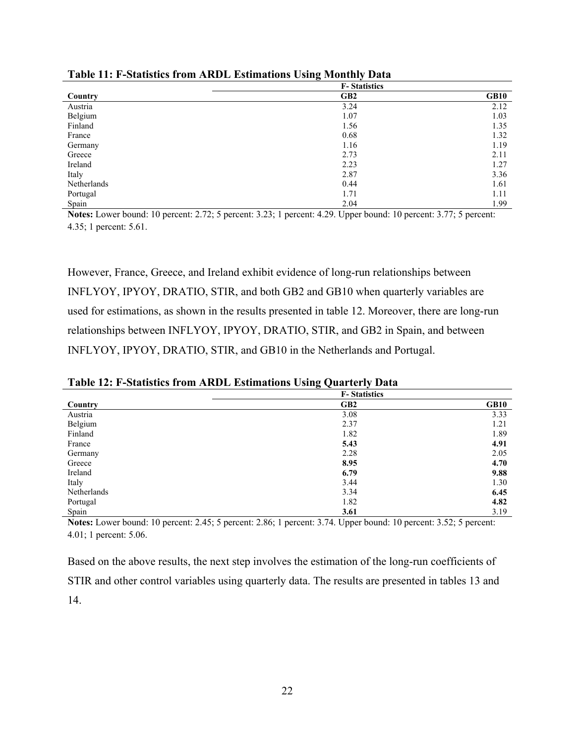**Table 11: F-Statistics from ARDL Estimations Using Monthly Data**

| | F- Statistics | |
|---|---|---|
| **Country** | **GB2** | **GB10** |
| Austria | 3.24 | 2.12 |
| Belgium | 1.07 | 1.03 |
| Finland | 1.56 | 1.35 |
| France | 0.68 | 1.32 |
| Germany | 1.16 | 1.19 |
| Greece | 2.73 | 2.11 |
| Ireland | 2.23 | 1.27 |
| Italy | 2.87 | 3.36 |
| Netherlands | 0.44 | 1.61 |
| Portugal | 1.71 | 1.11 |
| Spain | 2.04 | 1.99 |

**Notes:** Lower bound: 10 percent: 2.72; 5 percent: 3.23; 1 percent: 4.29. Upper bound: 10 percent: 3.77; 5 percent: 4.35; 1 percent: 5.61.

However, France, Greece, and Ireland exhibit evidence of long-run relationships between INFLYOY, IPYOY, DRATIO, STIR, and both GB2 and GB10 when quarterly variables are used for estimations, as shown in the results presented in table 12. Moreover, there are long-run relationships between INFLYOY, IPYOY, DRATIO, STIR, and GB2 in Spain, and between INFLYOY, IPYOY, DRATIO, STIR, and GB10 in the Netherlands and Portugal.

**Table 12: F-Statistics from ARDL Estimations Using Quarterly Data**

| | F- Statistics | |
|---|---|---|
| **Country** | **GB2** | **GB10** |
| Austria | 3.08 | 3.33 |
| Belgium | 2.37 | 1.21 |
| Finland | 1.82 | 1.89 |
| France | **5.43** | **4.91** |
| Germany | 2.28 | 2.05 |
| Greece | **8.95** | **4.70** |
| Ireland | **6.79** | **9.88** |
| Italy | 3.44 | 1.30 |
| Netherlands | 3.34 | **6.45** |
| Portugal | 1.82 | **4.82** |
| Spain | **3.61** | 3.19 |

**Notes:** Lower bound: 10 percent: 2.45; 5 percent: 2.86; 1 percent: 3.74. Upper bound: 10 percent: 3.52; 5 percent: 4.01; 1 percent: 5.06.

Based on the above results, the next step involves the estimation of the long-run coefficients of STIR and other control variables using quarterly data. The results are presented in tables 13 and 14.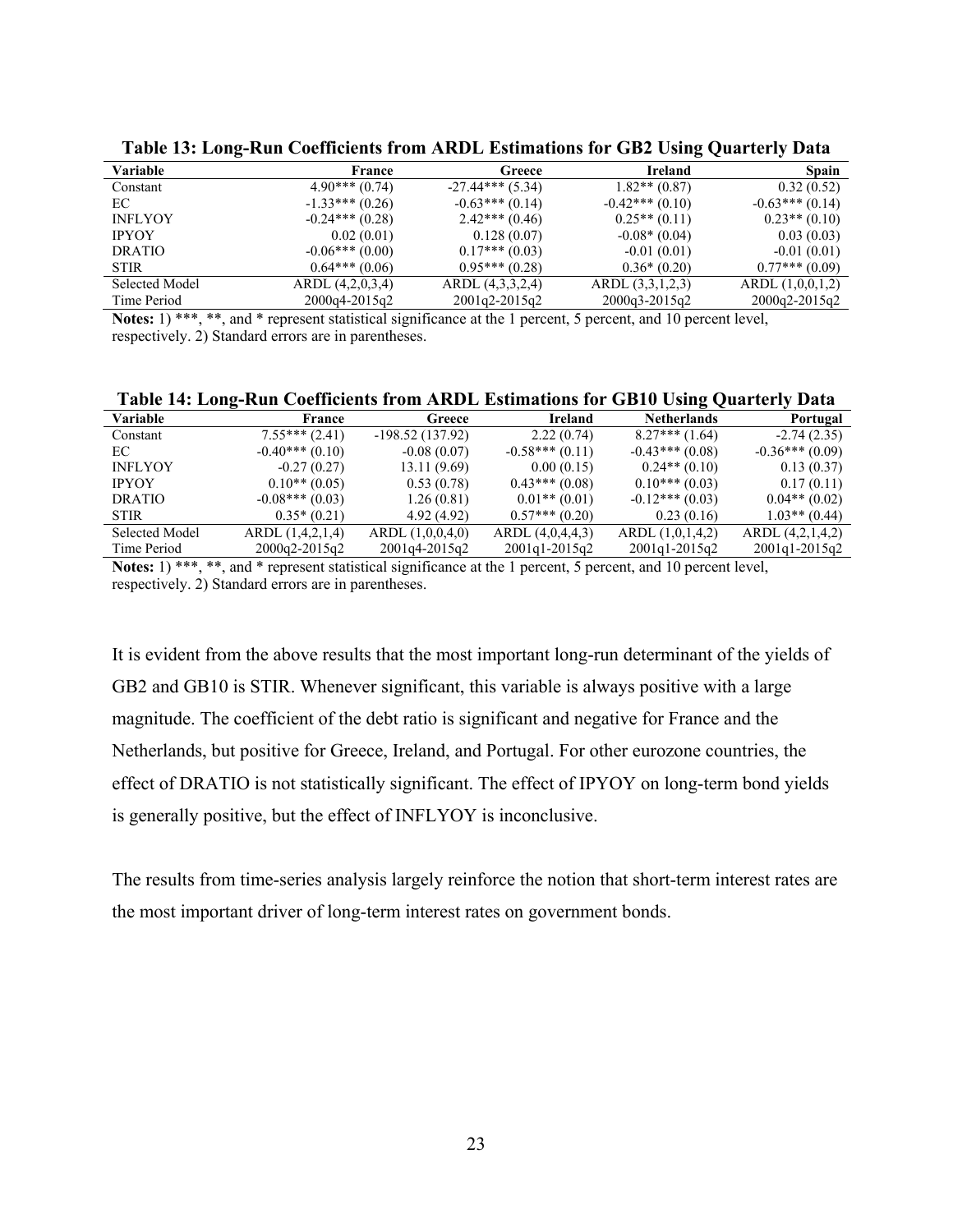**Table 13: Long-Run Coefficients from ARDL Estimations for GB2 Using Quarterly Data**

| Variable | France | Greece | Ireland | Spain |
|---|---|---|---|---|
| Constant | 4.90*** (0.74) | -27.44*** (5.34) | 1.82** (0.87) | 0.32 (0.52) |
| EC | -1.33*** (0.26) | -0.63*** (0.14) | -0.42*** (0.10) | -0.63*** (0.14) |
| INFLYOY | -0.24*** (0.28) | 2.42*** (0.46) | 0.25** (0.11) | 0.23** (0.10) |
| IPYOY | 0.02 (0.01) | 0.128 (0.07) | -0.08* (0.04) | 0.03 (0.03) |
| DRATIO | -0.06*** (0.00) | 0.17*** (0.03) | -0.01 (0.01) | -0.01 (0.01) |
| STIR | 0.64*** (0.06) | 0.95*** (0.28) | 0.36* (0.20) | 0.77*** (0.09) |
| Selected Model | ARDL (4,2,0,3,4) | ARDL (4,3,3,2,4) | ARDL (3,3,1,2,3) | ARDL (1,0,0,1,2) |
| Time Period | 2000q4-2015q2 | 2001q2-2015q2 | 2000q3-2015q2 | 2000q2-2015q2 |

**Notes:** 1) ***, **, and * represent statistical significance at the 1 percent, 5 percent, and 10 percent level, respectively. 2) Standard errors are in parentheses.

**Table 14: Long-Run Coefficients from ARDL Estimations for GB10 Using Quarterly Data**

| Variable | France | Greece | Ireland | Netherlands | Portugal |
|---|---|---|---|---|---|
| Constant | 7.55*** (2.41) | -198.52 (137.92) | 2.22 (0.74) | 8.27*** (1.64) | -2.74 (2.35) |
| EC | -0.40*** (0.10) | -0.08 (0.07) | -0.58*** (0.11) | -0.43*** (0.08) | -0.36*** (0.09) |
| INFLYOY | -0.27 (0.27) | 13.11 (9.69) | 0.00 (0.15) | 0.24** (0.10) | 0.13 (0.37) |
| IPYOY | 0.10** (0.05) | 0.53 (0.78) | 0.43*** (0.08) | 0.10*** (0.03) | 0.17 (0.11) |
| DRATIO | -0.08*** (0.03) | 1.26 (0.81) | 0.01** (0.01) | -0.12*** (0.03) | 0.04** (0.02) |
| STIR | 0.35* (0.21) | 4.92 (4.92) | 0.57*** (0.20) | 0.23 (0.16) | 1.03** (0.44) |
| Selected Model | ARDL (1,4,2,1,4) | ARDL (1,0,0,4,0) | ARDL (4,0,4,4,3) | ARDL (1,0,1,4,2) | ARDL (4,2,1,4,2) |
| Time Period | 2000q2-2015q2 | 2001q4-2015q2 | 2001q1-2015q2 | 2001q1-2015q2 | 2001q1-2015q2 |

**Notes:** 1) ***, **, and * represent statistical significance at the 1 percent, 5 percent, and 10 percent level, respectively. 2) Standard errors are in parentheses.

It is evident from the above results that the most important long-run determinant of the yields of GB2 and GB10 is STIR. Whenever significant, this variable is always positive with a large magnitude. The coefficient of the debt ratio is significant and negative for France and the Netherlands, but positive for Greece, Ireland, and Portugal. For other eurozone countries, the effect of DRATIO is not statistically significant. The effect of IPYOY on long-term bond yields is generally positive, but the effect of INFLYOY is inconclusive.

The results from time-series analysis largely reinforce the notion that short-term interest rates are the most important driver of long-term interest rates on government bonds.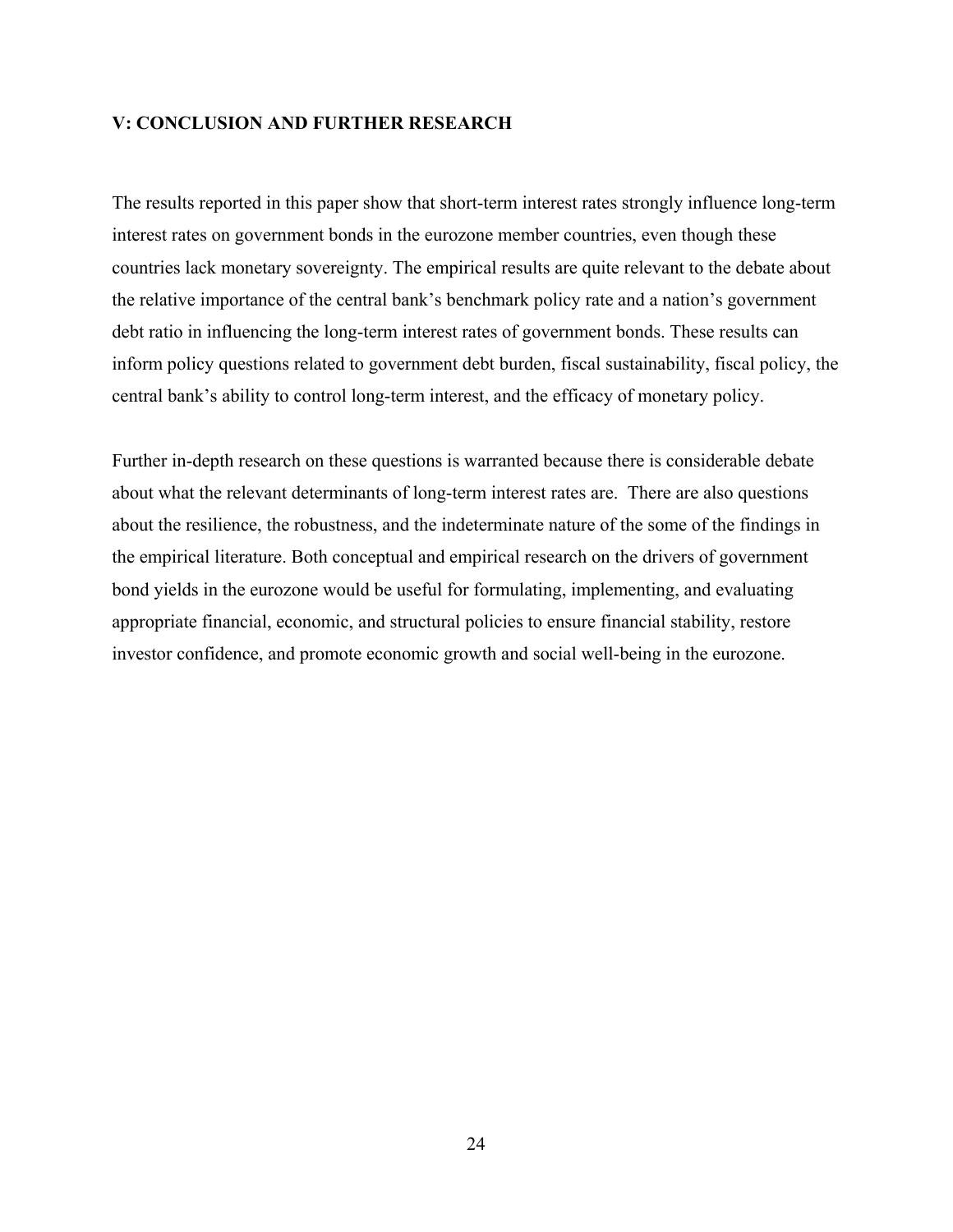## V: CONCLUSION AND FURTHER RESEARCH

The results reported in this paper show that short-term interest rates strongly influence long-term interest rates on government bonds in the eurozone member countries, even though these countries lack monetary sovereignty. The empirical results are quite relevant to the debate about the relative importance of the central bank's benchmark policy rate and a nation's government debt ratio in influencing the long-term interest rates of government bonds. These results can inform policy questions related to government debt burden, fiscal sustainability, fiscal policy, the central bank's ability to control long-term interest, and the efficacy of monetary policy.

Further in-depth research on these questions is warranted because there is considerable debate about what the relevant determinants of long-term interest rates are. There are also questions about the resilience, the robustness, and the indeterminate nature of the some of the findings in the empirical literature. Both conceptual and empirical research on the drivers of government bond yields in the eurozone would be useful for formulating, implementing, and evaluating appropriate financial, economic, and structural policies to ensure financial stability, restore investor confidence, and promote economic growth and social well-being in the eurozone.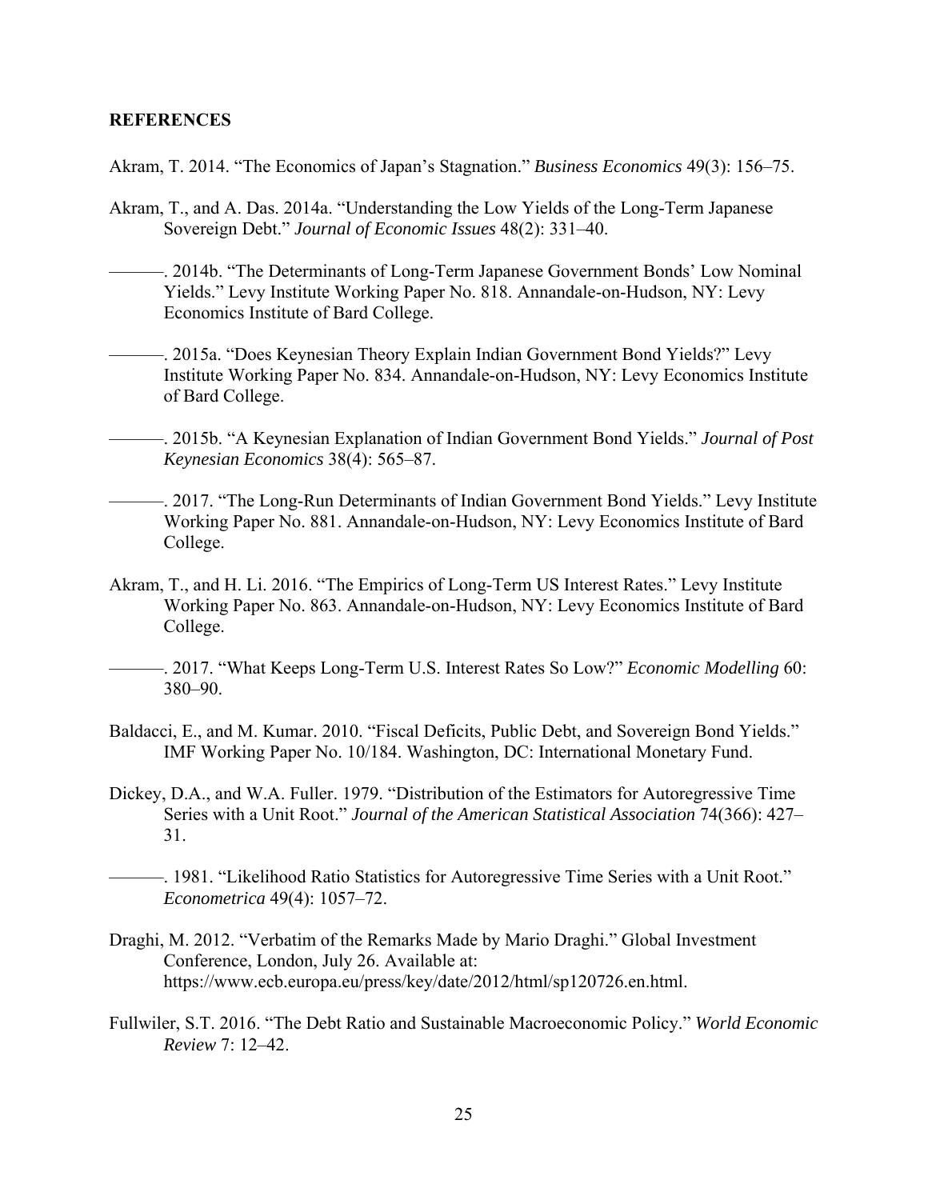## REFERENCES

Akram, T. 2014. "The Economics of Japan's Stagnation." *Business Economics* 49(3): 156–75.

Akram, T., and A. Das. 2014a. "Understanding the Low Yields of the Long-Term Japanese Sovereign Debt." *Journal of Economic Issues* 48(2): 331–40.

———. 2014b. "The Determinants of Long-Term Japanese Government Bonds' Low Nominal Yields." Levy Institute Working Paper No. 818. Annandale-on-Hudson, NY: Levy Economics Institute of Bard College.

———. 2015a. "Does Keynesian Theory Explain Indian Government Bond Yields?" Levy Institute Working Paper No. 834. Annandale-on-Hudson, NY: Levy Economics Institute of Bard College.

———. 2015b. "A Keynesian Explanation of Indian Government Bond Yields." *Journal of Post Keynesian Economics* 38(4): 565–87.

———. 2017. "The Long-Run Determinants of Indian Government Bond Yields." Levy Institute Working Paper No. 881. Annandale-on-Hudson, NY: Levy Economics Institute of Bard College.

Akram, T., and H. Li. 2016. "The Empirics of Long-Term US Interest Rates." Levy Institute Working Paper No. 863. Annandale-on-Hudson, NY: Levy Economics Institute of Bard College.

———. 2017. "What Keeps Long-Term U.S. Interest Rates So Low?" *Economic Modelling* 60: 380–90.

Baldacci, E., and M. Kumar. 2010. "Fiscal Deficits, Public Debt, and Sovereign Bond Yields." IMF Working Paper No. 10/184. Washington, DC: International Monetary Fund.

Dickey, D.A., and W.A. Fuller. 1979. "Distribution of the Estimators for Autoregressive Time Series with a Unit Root." *Journal of the American Statistical Association* 74(366): 427–31.

———. 1981. "Likelihood Ratio Statistics for Autoregressive Time Series with a Unit Root." *Econometrica* 49(4): 1057–72.

Draghi, M. 2012. "Verbatim of the Remarks Made by Mario Draghi." Global Investment Conference, London, July 26. Available at: https://www.ecb.europa.eu/press/key/date/2012/html/sp120726.en.html.

Fullwiler, S.T. 2016. "The Debt Ratio and Sustainable Macroeconomic Policy." *World Economic Review* 7: 12–42.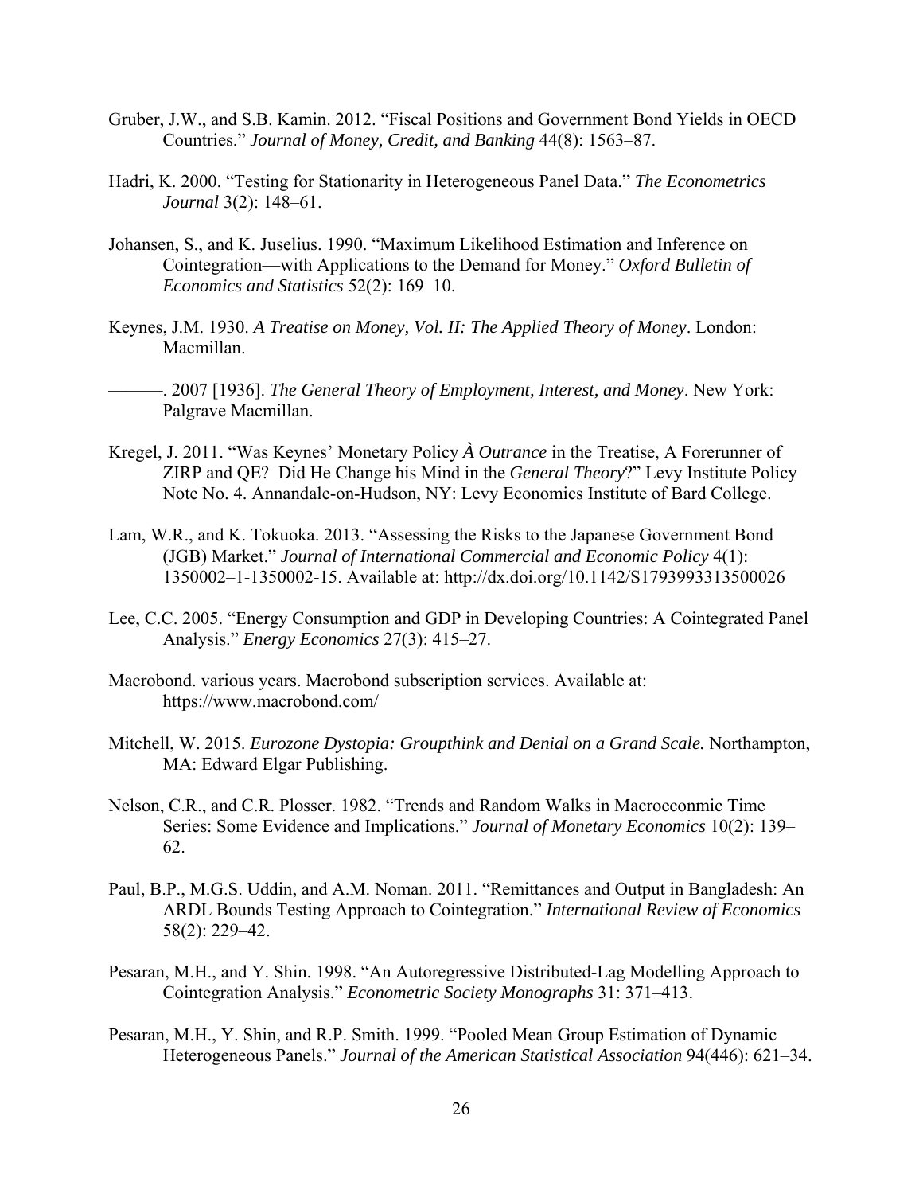Gruber, J.W., and S.B. Kamin. 2012. "Fiscal Positions and Government Bond Yields in OECD Countries." *Journal of Money, Credit, and Banking* 44(8): 1563–87.

Hadri, K. 2000. "Testing for Stationarity in Heterogeneous Panel Data." *The Econometrics Journal* 3(2): 148–61.

Johansen, S., and K. Juselius. 1990. "Maximum Likelihood Estimation and Inference on Cointegration—with Applications to the Demand for Money." *Oxford Bulletin of Economics and Statistics* 52(2): 169–10.

Keynes, J.M. 1930. *A Treatise on Money, Vol. II: The Applied Theory of Money*. London: Macmillan.

———. 2007 [1936]. *The General Theory of Employment, Interest, and Money*. New York: Palgrave Macmillan.

Kregel, J. 2011. "Was Keynes' Monetary Policy *À Outrance* in the Treatise, A Forerunner of ZIRP and QE? Did He Change his Mind in the *General Theory*?" Levy Institute Policy Note No. 4. Annandale-on-Hudson, NY: Levy Economics Institute of Bard College.

Lam, W.R., and K. Tokuoka. 2013. "Assessing the Risks to the Japanese Government Bond (JGB) Market." *Journal of International Commercial and Economic Policy* 4(1): 1350002–1-1350002-15. Available at: http://dx.doi.org/10.1142/S1793993313500026

Lee, C.C. 2005. "Energy Consumption and GDP in Developing Countries: A Cointegrated Panel Analysis." *Energy Economics* 27(3): 415–27.

Macrobond. various years. Macrobond subscription services. Available at: https://www.macrobond.com/

Mitchell, W. 2015. *Eurozone Dystopia: Groupthink and Denial on a Grand Scale.* Northampton, MA: Edward Elgar Publishing.

Nelson, C.R., and C.R. Plosser. 1982. "Trends and Random Walks in Macroeconmic Time Series: Some Evidence and Implications." *Journal of Monetary Economics* 10(2): 139–62.

Paul, B.P., M.G.S. Uddin, and A.M. Noman. 2011. "Remittances and Output in Bangladesh: An ARDL Bounds Testing Approach to Cointegration." *International Review of Economics* 58(2): 229–42.

Pesaran, M.H., and Y. Shin. 1998. "An Autoregressive Distributed-Lag Modelling Approach to Cointegration Analysis." *Econometric Society Monographs* 31: 371–413.

Pesaran, M.H., Y. Shin, and R.P. Smith. 1999. "Pooled Mean Group Estimation of Dynamic Heterogeneous Panels." *Journal of the American Statistical Association* 94(446): 621–34.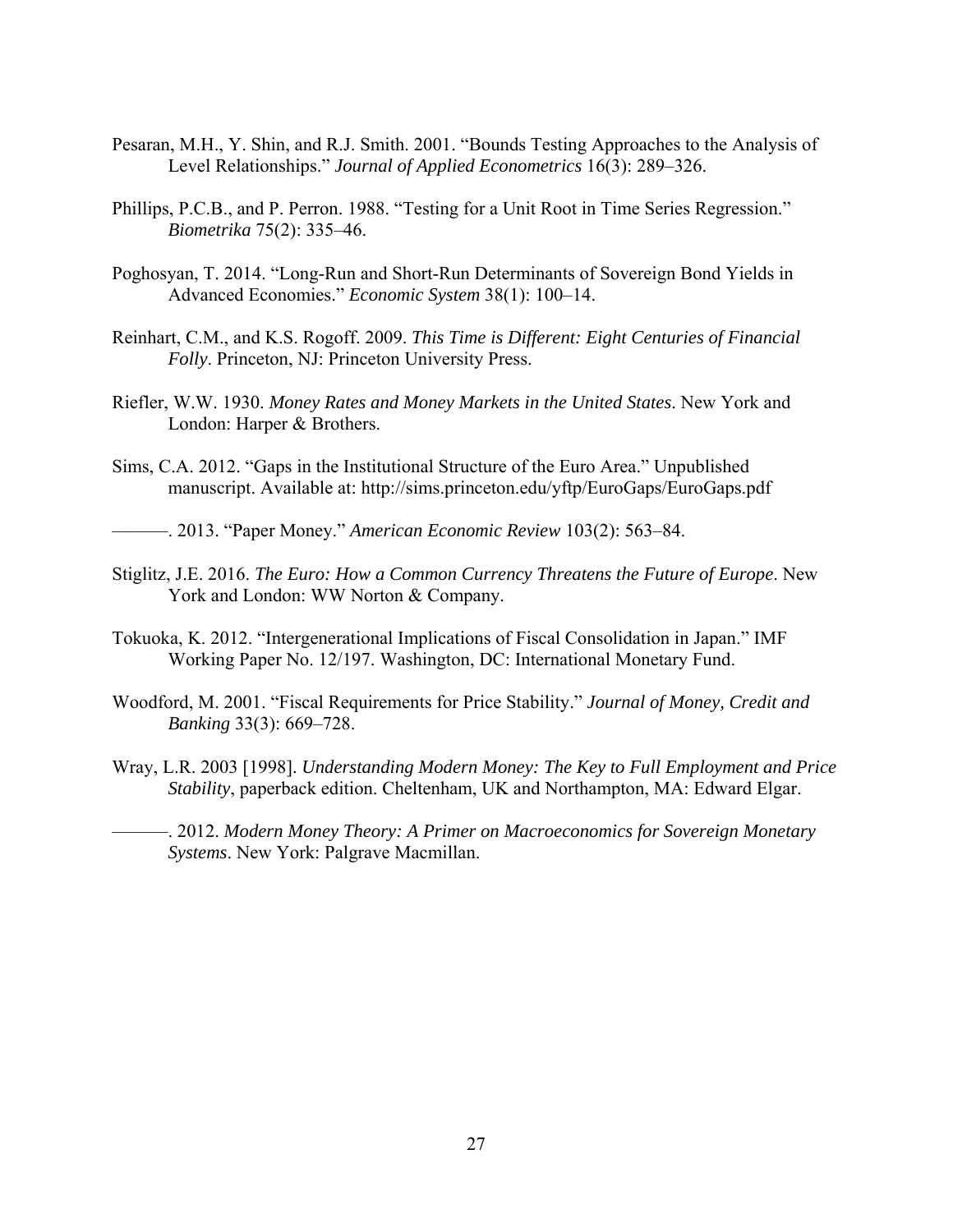Pesaran, M.H., Y. Shin, and R.J. Smith. 2001. "Bounds Testing Approaches to the Analysis of Level Relationships." *Journal of Applied Econometrics* 16(3): 289–326.

Phillips, P.C.B., and P. Perron. 1988. "Testing for a Unit Root in Time Series Regression." *Biometrika* 75(2): 335–46.

Poghosyan, T. 2014. "Long-Run and Short-Run Determinants of Sovereign Bond Yields in Advanced Economies." *Economic System* 38(1): 100–14.

Reinhart, C.M., and K.S. Rogoff. 2009. *This Time is Different: Eight Centuries of Financial Folly*. Princeton, NJ: Princeton University Press.

Riefler, W.W. 1930. *Money Rates and Money Markets in the United States*. New York and London: Harper & Brothers.

Sims, C.A. 2012. "Gaps in the Institutional Structure of the Euro Area." Unpublished manuscript. Available at: http://sims.princeton.edu/yftp/EuroGaps/EuroGaps.pdf

———. 2013. "Paper Money." *American Economic Review* 103(2): 563–84.

Stiglitz, J.E. 2016. *The Euro: How a Common Currency Threatens the Future of Europe*. New York and London: WW Norton & Company.

Tokuoka, K. 2012. "Intergenerational Implications of Fiscal Consolidation in Japan." IMF Working Paper No. 12/197. Washington, DC: International Monetary Fund.

Woodford, M. 2001. "Fiscal Requirements for Price Stability." *Journal of Money, Credit and Banking* 33(3): 669–728.

Wray, L.R. 2003 [1998]. *Understanding Modern Money: The Key to Full Employment and Price Stability*, paperback edition. Cheltenham, UK and Northampton, MA: Edward Elgar.

———. 2012. *Modern Money Theory: A Primer on Macroeconomics for Sovereign Monetary Systems*. New York: Palgrave Macmillan.